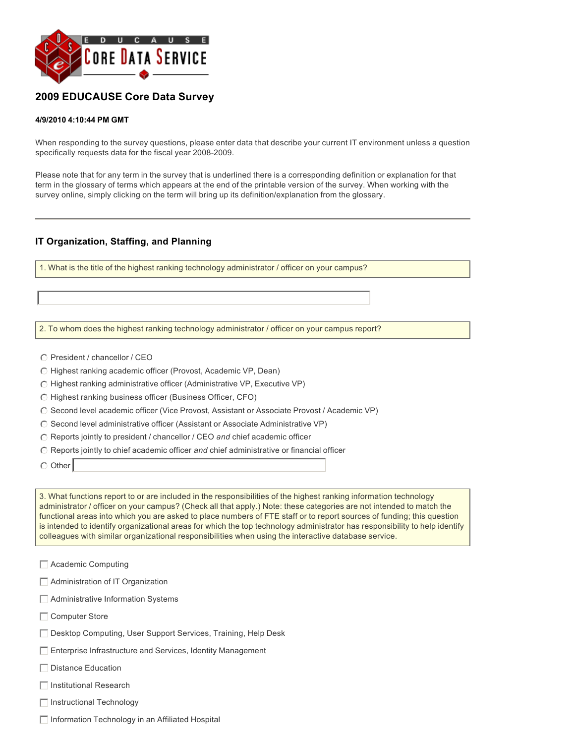EDUCAUSE CORE DATA SERVICE

# 2009 EDUCAUSE Core Data Survey

**4/9/2010 4:10:44 PM GMT**

When responding to the survey questions, please enter data that describe your current IT environment unless a question specifically requests data for the fiscal year 2008-2009.

Please note that for any term in the survey that is underlined there is a corresponding definition or explanation for that term in the glossary of terms which appears at the end of the printable version of the survey. When working with the survey online, simply clicking on the term will bring up its definition/explanation from the glossary.

---

## IT Organization, Staffing, and Planning

1. What is the title of the highest ranking technology administrator / officer on your campus?

2. To whom does the highest ranking technology administrator / officer on your campus report?

- ○ President / chancellor / CEO
- ○ Highest ranking academic officer (Provost, Academic VP, Dean)
- ○ Highest ranking administrative officer (Administrative VP, Executive VP)
- ○ Highest ranking business officer (Business Officer, CFO)
- ○ Second level academic officer (Vice Provost, Assistant or Associate Provost / Academic VP)
- ○ Second level administrative officer (Assistant or Associate Administrative VP)
- ○ Reports jointly to president / chancellor / CEO *and* chief academic officer
- ○ Reports jointly to chief academic officer *and* chief administrative or financial officer
- ○ Other

3. What functions report to or are included in the responsibilities of the highest ranking information technology administrator / officer on your campus? (Check all that apply.) Note: these categories are not intended to match the functional areas into which you are asked to place numbers of FTE staff or to report sources of funding; this question is intended to identify organizational areas for which the top technology administrator has responsibility to help identify colleagues with similar organizational responsibilities when using the interactive database service.

- ☐ Academic Computing
- ☐ Administration of IT Organization
- ☐ Administrative Information Systems
- ☐ Computer Store
- ☐ Desktop Computing, User Support Services, Training, Help Desk
- ☐ Enterprise Infrastructure and Services, Identity Management
- ☐ Distance Education
- ☐ Institutional Research
- ☐ Instructional Technology
- ☐ Information Technology in an Affiliated Hospital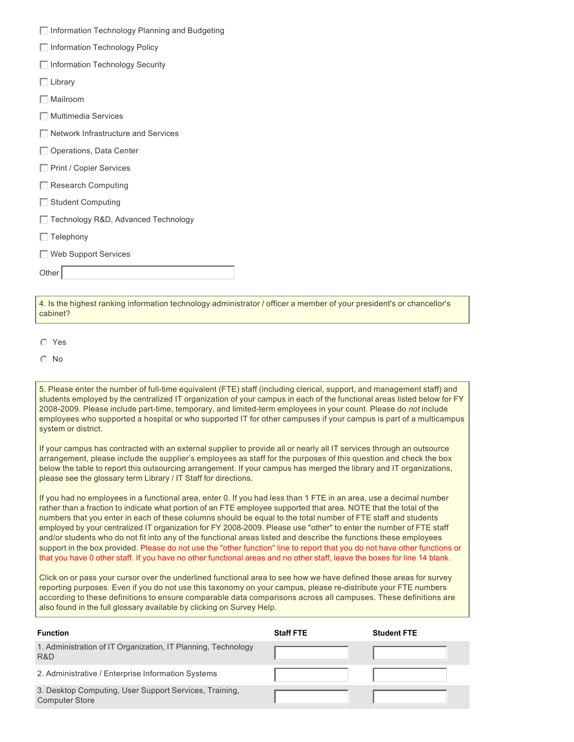- [ ] Information Technology Planning and Budgeting
- [ ] Information Technology Policy
- [ ] Information Technology Security
- [ ] Library
- [ ] Mailroom
- [ ] Multimedia Services
- [ ] Network Infrastructure and Services
- [ ] Operations, Data Center
- [ ] Print / Copier Services
- [ ] Research Computing
- [ ] Student Computing
- [ ] Technology R&D, Advanced Technology
- [ ] Telephony
- [ ] Web Support Services

Other ____________________

4. Is the highest ranking information technology administrator / officer a member of your president's or chancellor's cabinet?

- ○ Yes
- ○ No

5. Please enter the number of full-time equivalent (FTE) staff (including clerical, support, and management staff) and students employed by the centralized IT organization of your campus in each of the functional areas listed below for FY 2008-2009. Please include part-time, temporary, and limited-term employees in your count. Please do *not* include employees who supported a hospital or who supported IT for other campuses if your campus is part of a multicampus system or district.

If your campus has contracted with an external supplier to provide all or nearly all IT services through an outsource arrangement, please include the supplier's employees as staff for the purposes of this question and check the box below the table to report this outsourcing arrangement. If your campus has merged the library and IT organizations, please see the glossary term Library / IT Staff for directions.

If you had no employees in a functional area, enter 0. If you had less than 1 FTE in an area, use a decimal number rather than a fraction to indicate what portion of an FTE employee supported that area. NOTE that the total of the numbers that you enter in each of these columns should be equal to the total number of FTE staff and students employed by your centralized IT organization for FY 2008-2009. Please use "other" to enter the number of FTE staff and/or students who do not fit into any of the functional areas listed and describe the functions these employees support in the box provided. Please do not use the "other function" line to report that you do not have other functions or that you have 0 other staff. If you have no other functional areas and no other staff, leave the boxes for line 14 blank.

Click on or pass your cursor over the underlined functional area to see how we have defined these areas for survey reporting purposes. Even if you do not use this taxonomy on your campus, please re-distribute your FTE numbers according to these definitions to ensure comparable data comparisons across all campuses. These definitions are also found in the full glossary available by clicking on Survey Help.

| Function | Staff FTE | Student FTE |
| --- | --- | --- |
| 1. Administration of IT Organization, IT Planning, Technology R&D | | |
| 2. Administrative / Enterprise Information Systems | | |
| 3. Desktop Computing, User Support Services, Training, Computer Store | | |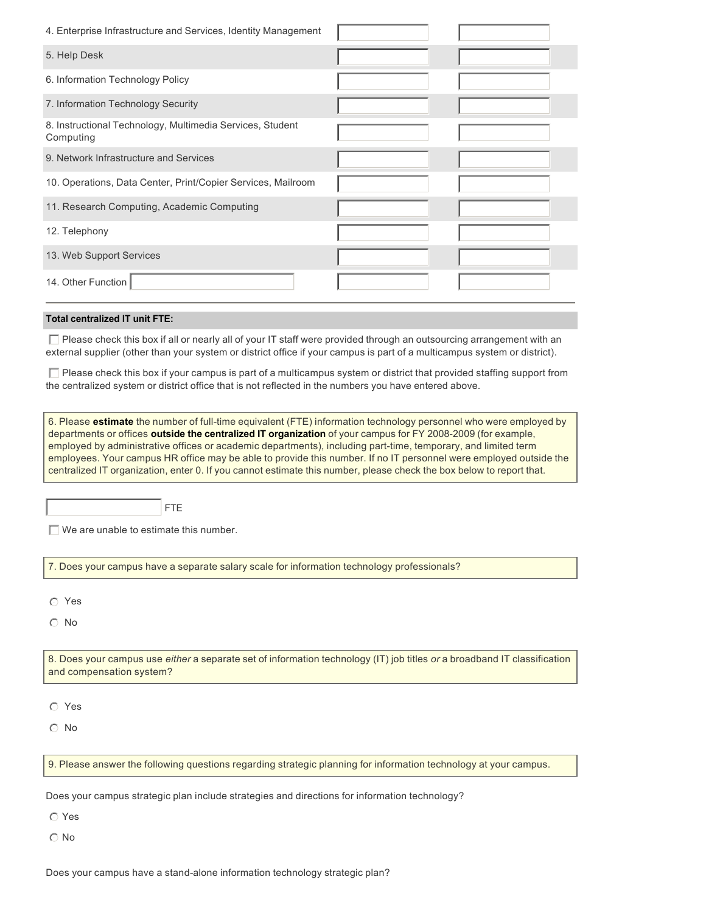| | | |
|---|---|---|
| 4. Enterprise Infrastructure and Services, Identity Management | | |
| 5. Help Desk | | |
| 6. Information Technology Policy | | |
| 7. Information Technology Security | | |
| 8. Instructional Technology, Multimedia Services, Student Computing | | |
| 9. Network Infrastructure and Services | | |
| 10. Operations, Data Center, Print/Copier Services, Mailroom | | |
| 11. Research Computing, Academic Computing | | |
| 12. Telephony | | |
| 13. Web Support Services | | |
| 14. Other Function | | |

**Total centralized IT unit FTE:**

☐ Please check this box if all or nearly all of your IT staff were provided through an outsourcing arrangement with an external supplier (other than your system or district office if your campus is part of a multicampus system or district).

☐ Please check this box if your campus is part of a multicampus system or district that provided staffing support from the centralized system or district office that is not reflected in the numbers you have entered above.

6. Please **estimate** the number of full-time equivalent (FTE) information technology personnel who were employed by departments or offices **outside the centralized IT organization** of your campus for FY 2008-2009 (for example, employed by administrative offices or academic departments), including part-time, temporary, and limited term employees. Your campus HR office may be able to provide this number. If no IT personnel were employed outside the centralized IT organization, enter 0. If you cannot estimate this number, please check the box below to report that.

\_\_\_\_\_\_\_\_ FTE

☐ We are unable to estimate this number.

7. Does your campus have a separate salary scale for information technology professionals?

○ Yes

○ No

8. Does your campus use *either* a separate set of information technology (IT) job titles *or* a broadband IT classification and compensation system?

○ Yes

○ No

9. Please answer the following questions regarding strategic planning for information technology at your campus.

Does your campus strategic plan include strategies and directions for information technology?

○ Yes

○ No

Does your campus have a stand-alone information technology strategic plan?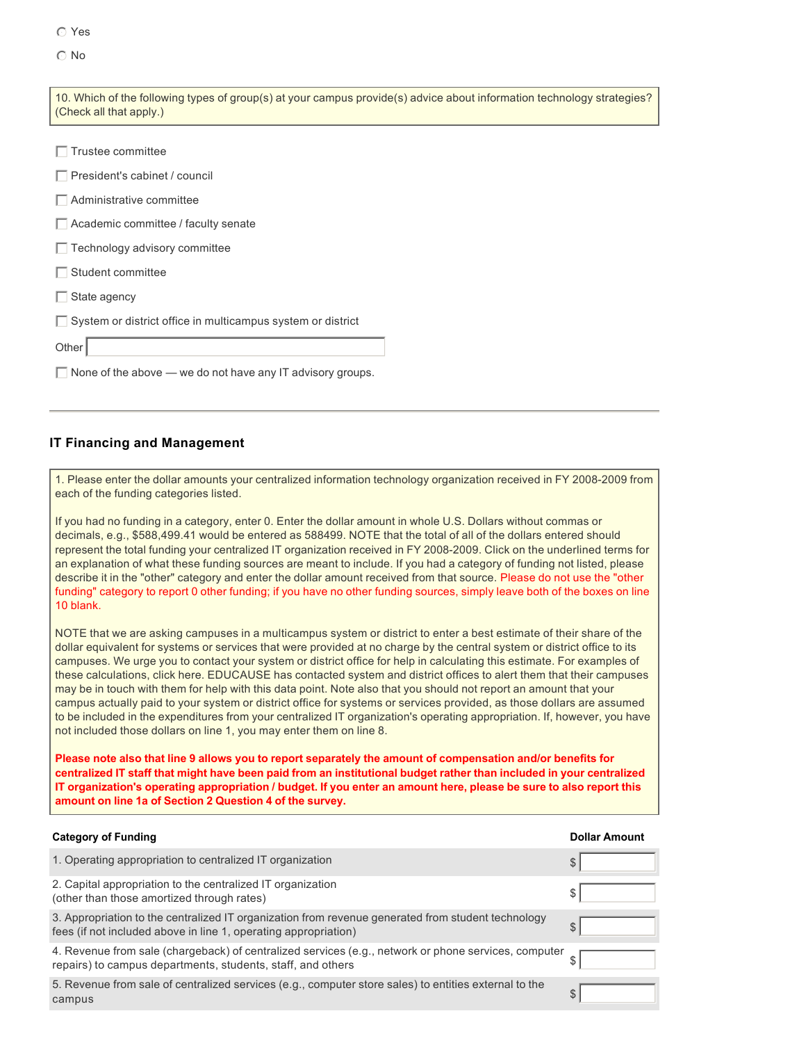- [ ] Yes
- [ ] No

10. Which of the following types of group(s) at your campus provide(s) advice about information technology strategies? (Check all that apply.)

- [ ] Trustee committee
- [ ] President's cabinet / council
- [ ] Administrative committee
- [ ] Academic committee / faculty senate
- [ ] Technology advisory committee
- [ ] Student committee
- [ ] State agency
- [ ] System or district office in multicampus system or district

Other ____________________

- [ ] None of the above — we do not have any IT advisory groups.

---

## IT Financing and Management

1. Please enter the dollar amounts your centralized information technology organization received in FY 2008-2009 from each of the funding categories listed.

If you had no funding in a category, enter 0. Enter the dollar amount in whole U.S. Dollars without commas or decimals, e.g., $588,499.41 would be entered as 588499. NOTE that the total of all of the dollars entered should represent the total funding your centralized IT organization received in FY 2008-2009. Click on the underlined terms for an explanation of what these funding sources are meant to include. If you had a category of funding not listed, please describe it in the "other" category and enter the dollar amount received from that source. Please do not use the "other funding" category to report 0 other funding; if you have no other funding sources, simply leave both of the boxes on line 10 blank.

NOTE that we are asking campuses in a multicampus system or district to enter a best estimate of their share of the dollar equivalent for systems or services that were provided at no charge by the central system or district office to its campuses. We urge you to contact your system or district office for help in calculating this estimate. For examples of these calculations, click here. EDUCAUSE has contacted system and district offices to alert them that their campuses may be in touch with them for help with this data point. Note also that you should not report an amount that your campus actually paid to your system or district office for systems or services provided, as those dollars are assumed to be included in the expenditures from your centralized IT organization's operating appropriation. If, however, you have not included those dollars on line 1, you may enter them on line 8.

**Please note also that line 9 allows you to report separately the amount of compensation and/or benefits for centralized IT staff that might have been paid from an institutional budget rather than included in your centralized IT organization's operating appropriation / budget. If you enter an amount here, please be sure to also report this amount on line 1a of Section 2 Question 4 of the survey.**

| Category of Funding | Dollar Amount |
|---|---|
| 1. Operating appropriation to centralized IT organization | $ |
| 2. Capital appropriation to the centralized IT organization (other than those amortized through rates) | $ |
| 3. Appropriation to the centralized IT organization from revenue generated from student technology fees (if not included above in line 1, operating appropriation) | $ |
| 4. Revenue from sale (chargeback) of centralized services (e.g., network or phone services, computer repairs) to campus departments, students, staff, and others | $ |
| 5. Revenue from sale of centralized services (e.g., computer store sales) to entities external to the campus | $ |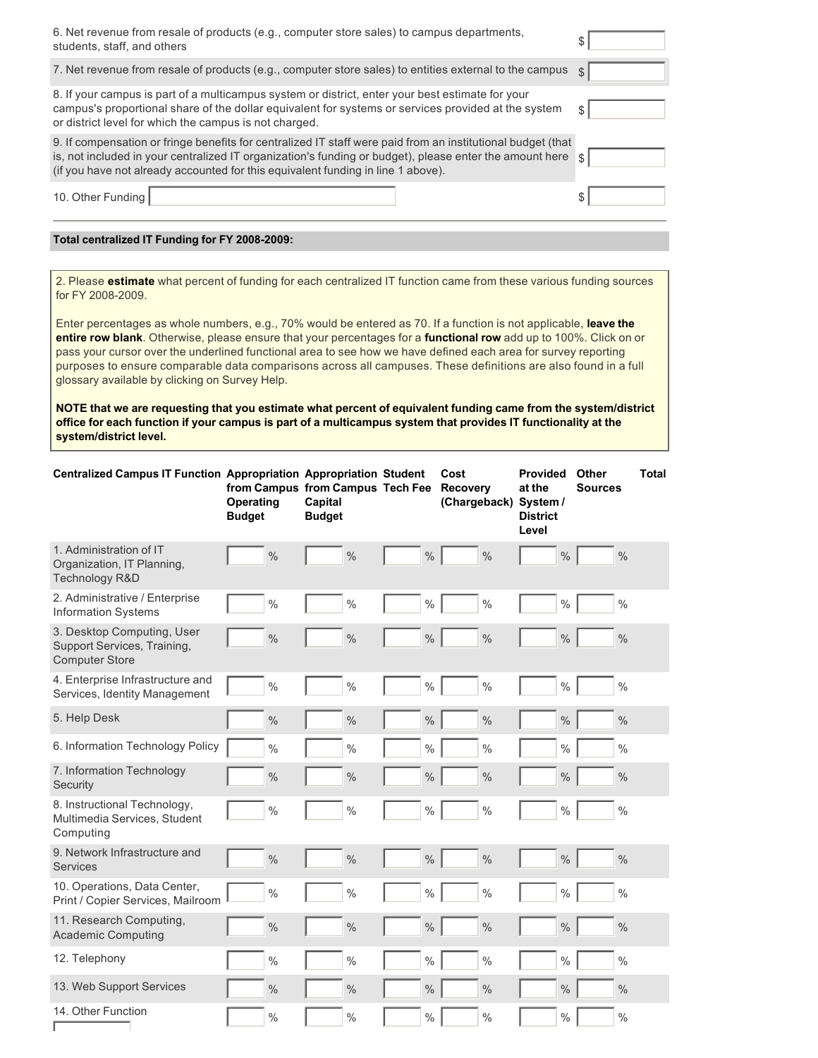| | |
|---|---|
| 6. Net revenue from resale of products (e.g., computer store sales) to campus departments, students, staff, and others | $ |
| 7. Net revenue from resale of products (e.g., computer store sales) to entities external to the campus | $ |
| 8. If your campus is part of a multicampus system or district, enter your best estimate for your campus's proportional share of the dollar equivalent for systems or services provided at the system or district level for which the campus is not charged. | $ |
| 9. If compensation or fringe benefits for centralized IT staff were paid from an institutional budget (that is, not included in your centralized IT organization's funding or budget), please enter the amount here (if you have not already accounted for this equivalent funding in line 1 above). | $ |
| 10. Other Funding | $ |

**Total centralized IT Funding for FY 2008-2009:**

2. Please **estimate** what percent of funding for each centralized IT function came from these various funding sources for FY 2008-2009.

Enter percentages as whole numbers, e.g., 70% would be entered as 70. If a function is not applicable, **leave the entire row blank**. Otherwise, please ensure that your percentages for a **functional row** add up to 100%. Click on or pass your cursor over the underlined functional area to see how we have defined each area for survey reporting purposes to ensure comparable data comparisons across all campuses. These definitions are also found in a full glossary available by clicking on Survey Help.

**NOTE that we are requesting that you estimate what percent of equivalent funding came from the system/district office for each function if your campus is part of a multicampus system that provides IT functionality at the system/district level.**

| Centralized Campus IT Function | Appropriation from Campus Operating Budget | Appropriation from Campus Capital Budget | Student Tech Fee | Cost Recovery (Chargeback) | Provided at the System / District Level | Other Sources | Total |
|---|---|---|---|---|---|---|---|
| 1. Administration of IT Organization, IT Planning, Technology R&D | % | % | % | % | % | % | |
| 2. Administrative / Enterprise Information Systems | % | % | % | % | % | % | |
| 3. Desktop Computing, User Support Services, Training, Computer Store | % | % | % | % | % | % | |
| 4. Enterprise Infrastructure and Services, Identity Management | % | % | % | % | % | % | |
| 5. Help Desk | % | % | % | % | % | % | |
| 6. Information Technology Policy | % | % | % | % | % | % | |
| 7. Information Technology Security | % | % | % | % | % | % | |
| 8. Instructional Technology, Multimedia Services, Student Computing | % | % | % | % | % | % | |
| 9. Network Infrastructure and Services | % | % | % | % | % | % | |
| 10. Operations, Data Center, Print / Copier Services, Mailroom | % | % | % | % | % | % | |
| 11. Research Computing, Academic Computing | % | % | % | % | % | % | |
| 12. Telephony | % | % | % | % | % | % | |
| 13. Web Support Services | % | % | % | % | % | % | |
| 14. Other Function | % | % | % | % | % | % | |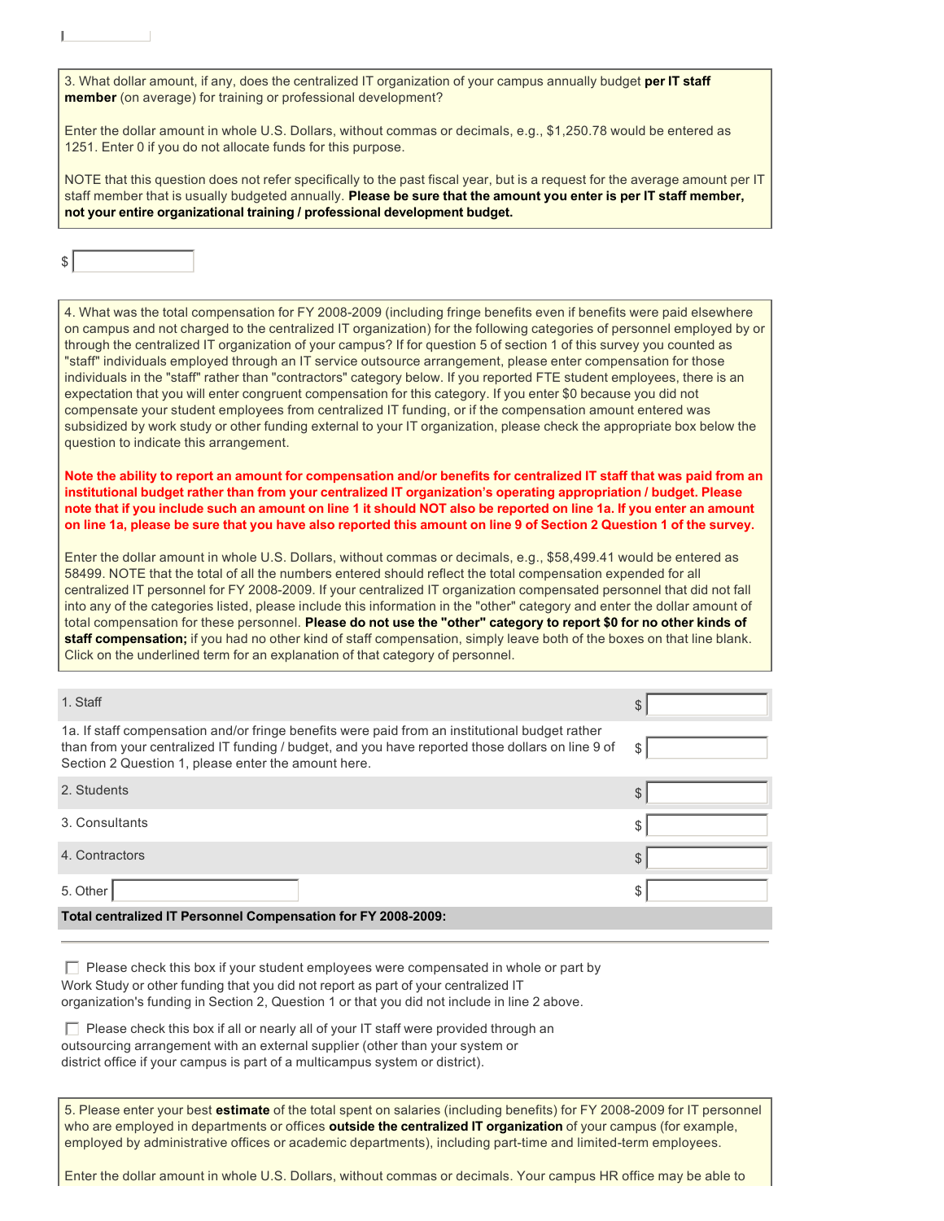3. What dollar amount, if any, does the centralized IT organization of your campus annually budget **per IT staff member** (on average) for training or professional development?

Enter the dollar amount in whole U.S. Dollars, without commas or decimals, e.g., $1,250.78 would be entered as 1251. Enter 0 if you do not allocate funds for this purpose.

NOTE that this question does not refer specifically to the past fiscal year, but is a request for the average amount per IT staff member that is usually budgeted annually. **Please be sure that the amount you enter is per IT staff member, not your entire organizational training / professional development budget.**

$ ______

4. What was the total compensation for FY 2008-2009 (including fringe benefits even if benefits were paid elsewhere on campus and not charged to the centralized IT organization) for the following categories of personnel employed by or through the centralized IT organization of your campus? If for question 5 of section 1 of this survey you counted as "staff" individuals employed through an IT service outsource arrangement, please enter compensation for those individuals in the "staff" rather than "contractors" category below. If you reported FTE student employees, there is an expectation that you will enter congruent compensation for this category. If you enter $0 because you did not compensate your student employees from centralized IT funding, or if the compensation amount entered was subsidized by work study or other funding external to your IT organization, please check the appropriate box below the question to indicate this arrangement.

**Note the ability to report an amount for compensation and/or benefits for centralized IT staff that was paid from an institutional budget rather than from your centralized IT organization's operating appropriation / budget. Please note that if you include such an amount on line 1 it should NOT also be reported on line 1a. If you enter an amount on line 1a, please be sure that you have also reported this amount on line 9 of Section 2 Question 1 of the survey.**

Enter the dollar amount in whole U.S. Dollars, without commas or decimals, e.g., $58,499.41 would be entered as 58499. NOTE that the total of all the numbers entered should reflect the total compensation expended for all centralized IT personnel for FY 2008-2009. If your centralized IT organization compensated personnel that did not fall into any of the categories listed, please include this information in the "other" category and enter the dollar amount of total compensation for these personnel. **Please do not use the "other" category to report $0 for no other kinds of staff compensation;** if you had no other kind of staff compensation, simply leave both of the boxes on that line blank. Click on the underlined term for an explanation of that category of personnel.

| Category | Amount |
|---|---|
| 1. Staff | $ |
| 1a. If staff compensation and/or fringe benefits were paid from an institutional budget rather than from your centralized IT funding / budget, and you have reported those dollars on line 9 of Section 2 Question 1, please enter the amount here. | $ |
| 2. Students | $ |
| 3. Consultants | $ |
| 4. Contractors | $ |
| 5. Other ______ | $ |
| **Total centralized IT Personnel Compensation for FY 2008-2009:** | |

☐ Please check this box if your student employees were compensated in whole or part by Work Study or other funding that you did not report as part of your centralized IT organization's funding in Section 2, Question 1 or that you did not include in line 2 above.

☐ Please check this box if all or nearly all of your IT staff were provided through an outsourcing arrangement with an external supplier (other than your system or district office if your campus is part of a multicampus system or district).

5. Please enter your best **estimate** of the total spent on salaries (including benefits) for FY 2008-2009 for IT personnel who are employed in departments or offices **outside the centralized IT organization** of your campus (for example, employed by administrative offices or academic departments), including part-time and limited-term employees.

Enter the dollar amount in whole U.S. Dollars, without commas or decimals. Your campus HR office may be able to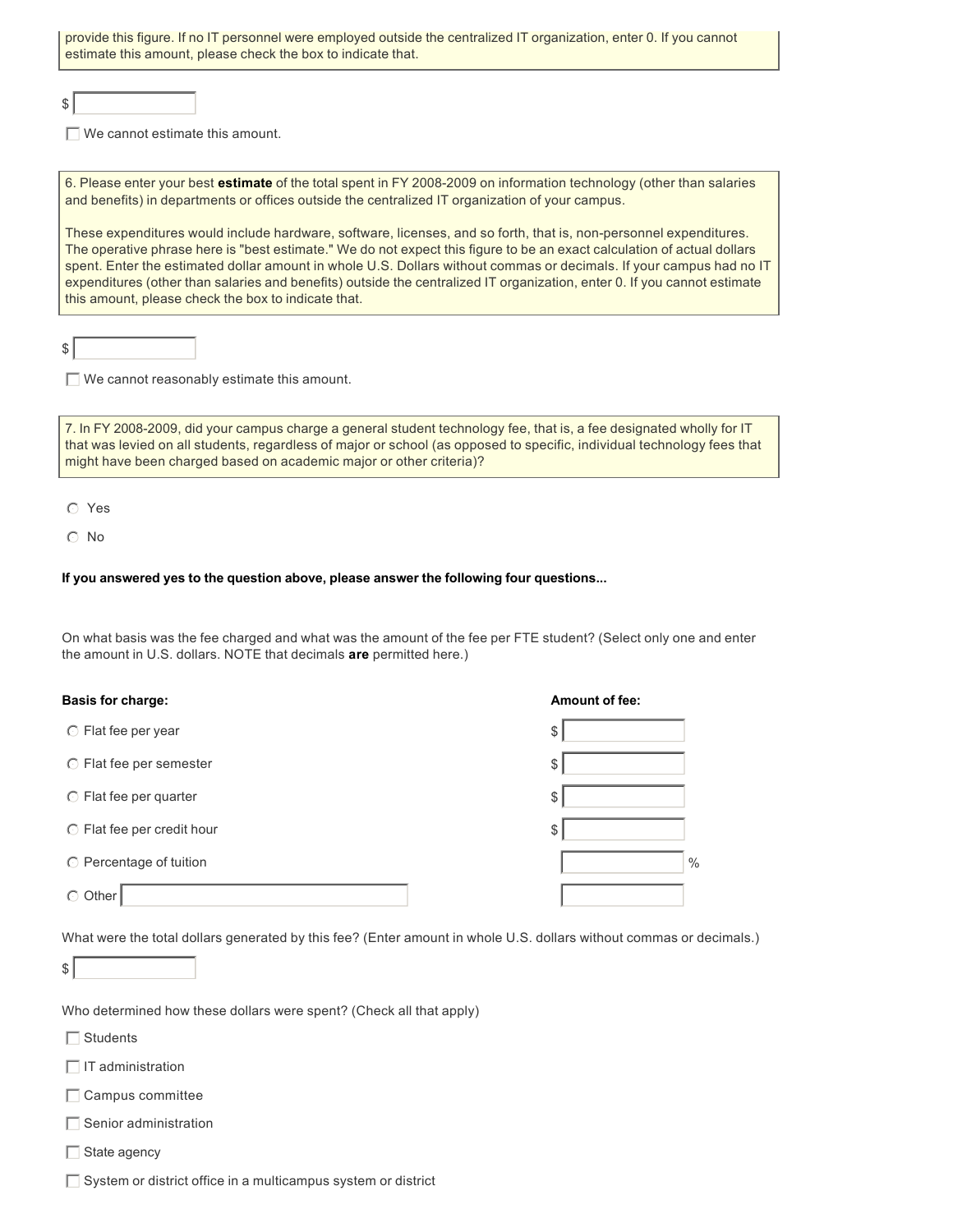provide this figure. If no IT personnel were employed outside the centralized IT organization, enter 0. If you cannot estimate this amount, please check the box to indicate that.

$ ____________

☐ We cannot estimate this amount.

6. Please enter your best **estimate** of the total spent in FY 2008-2009 on information technology (other than salaries and benefits) in departments or offices outside the centralized IT organization of your campus.

These expenditures would include hardware, software, licenses, and so forth, that is, non-personnel expenditures. The operative phrase here is "best estimate." We do not expect this figure to be an exact calculation of actual dollars spent. Enter the estimated dollar amount in whole U.S. Dollars without commas or decimals. If your campus had no IT expenditures (other than salaries and benefits) outside the centralized IT organization, enter 0. If you cannot estimate this amount, please check the box to indicate that.

$ ____________

☐ We cannot reasonably estimate this amount.

7. In FY 2008-2009, did your campus charge a general student technology fee, that is, a fee designated wholly for IT that was levied on all students, regardless of major or school (as opposed to specific, individual technology fees that might have been charged based on academic major or other criteria)?

○ Yes

○ No

**If you answered yes to the question above, please answer the following four questions...**

On what basis was the fee charged and what was the amount of the fee per FTE student? (Select only one and enter the amount in U.S. dollars. NOTE that decimals **are** permitted here.)

| Basis for charge: | Amount of fee: |
| --- | --- |
| ○ Flat fee per year | $ ____________ |
| ○ Flat fee per semester | $ ____________ |
| ○ Flat fee per quarter | $ ____________ |
| ○ Flat fee per credit hour | $ ____________ |
| ○ Percentage of tuition | ____________ % |
| ○ Other ____________ | ____________ |

What were the total dollars generated by this fee? (Enter amount in whole U.S. dollars without commas or decimals.)

$ ____________

Who determined how these dollars were spent? (Check all that apply)

☐ Students

☐ IT administration

☐ Campus committee

☐ Senior administration

☐ State agency

☐ System or district office in a multicampus system or district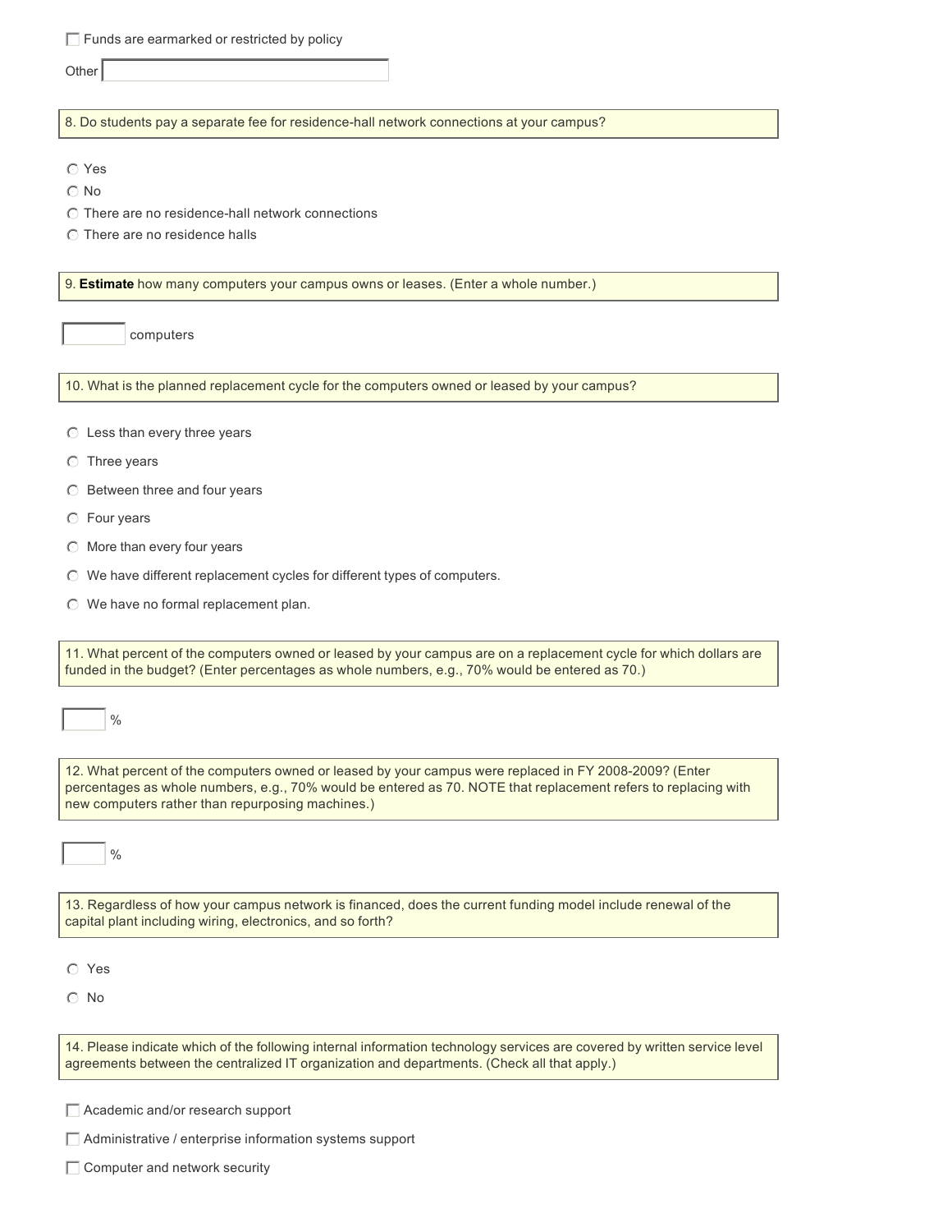- [ ] Funds are earmarked or restricted by policy

Other ____________________

**8. Do students pay a separate fee for residence-hall network connections at your campus?**

- ( ) Yes
- ( ) No
- ( ) There are no residence-hall network connections
- ( ) There are no residence halls

**9. Estimate how many computers your campus owns or leases. (Enter a whole number.)**

________ computers

**10. What is the planned replacement cycle for the computers owned or leased by your campus?**

- ( ) Less than every three years
- ( ) Three years
- ( ) Between three and four years
- ( ) Four years
- ( ) More than every four years
- ( ) We have different replacement cycles for different types of computers.
- ( ) We have no formal replacement plan.

**11. What percent of the computers owned or leased by your campus are on a replacement cycle for which dollars are funded in the budget? (Enter percentages as whole numbers, e.g., 70% would be entered as 70.)**

______ %

**12. What percent of the computers owned or leased by your campus were replaced in FY 2008-2009? (Enter percentages as whole numbers, e.g., 70% would be entered as 70. NOTE that replacement refers to replacing with new computers rather than repurposing machines.)**

______ %

**13. Regardless of how your campus network is financed, does the current funding model include renewal of the capital plant including wiring, electronics, and so forth?**

- ( ) Yes
- ( ) No

**14. Please indicate which of the following internal information technology services are covered by written service level agreements between the centralized IT organization and departments. (Check all that apply.)**

- [ ] Academic and/or research support
- [ ] Administrative / enterprise information systems support
- [ ] Computer and network security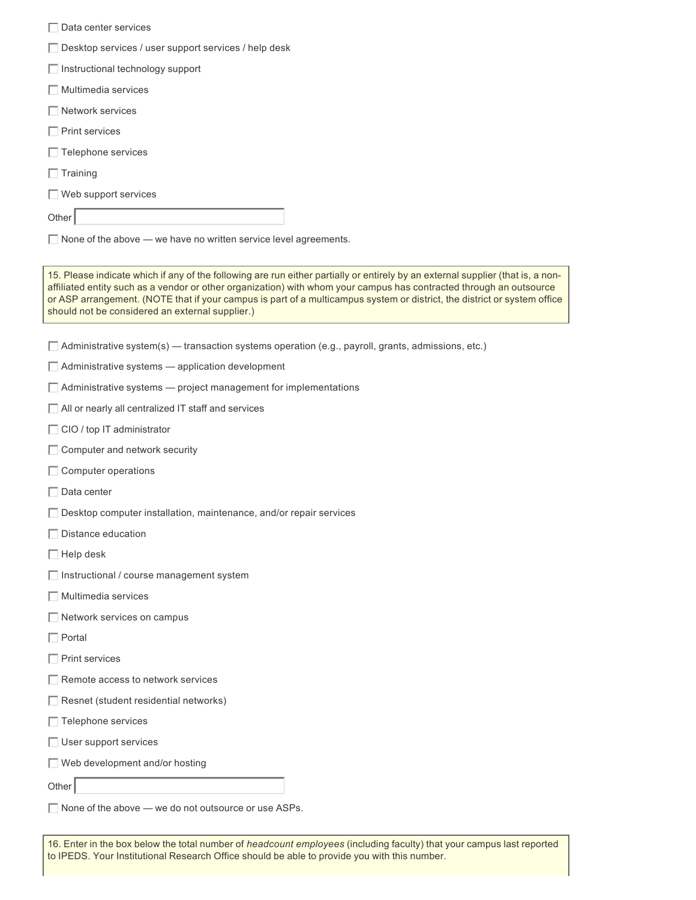- [ ] Data center services
- [ ] Desktop services / user support services / help desk
- [ ] Instructional technology support
- [ ] Multimedia services
- [ ] Network services
- [ ] Print services
- [ ] Telephone services
- [ ] Training
- [ ] Web support services

Other ______________________

- [ ] None of the above — we have no written service level agreements.

15. Please indicate which if any of the following are run either partially or entirely by an external supplier (that is, a non-affiliated entity such as a vendor or other organization) with whom your campus has contracted through an outsource or ASP arrangement. (NOTE that if your campus is part of a multicampus system or district, the district or system office should not be considered an external supplier.)

- [ ] Administrative system(s) — transaction systems operation (e.g., payroll, grants, admissions, etc.)
- [ ] Administrative systems — application development
- [ ] Administrative systems — project management for implementations
- [ ] All or nearly all centralized IT staff and services
- [ ] CIO / top IT administrator
- [ ] Computer and network security
- [ ] Computer operations
- [ ] Data center
- [ ] Desktop computer installation, maintenance, and/or repair services
- [ ] Distance education
- [ ] Help desk
- [ ] Instructional / course management system
- [ ] Multimedia services
- [ ] Network services on campus
- [ ] Portal
- [ ] Print services
- [ ] Remote access to network services
- [ ] Resnet (student residential networks)
- [ ] Telephone services
- [ ] User support services
- [ ] Web development and/or hosting

Other ______________________

- [ ] None of the above — we do not outsource or use ASPs.

16. Enter in the box below the total number of *headcount employees* (including faculty) that your campus last reported to IPEDS. Your Institutional Research Office should be able to provide you with this number.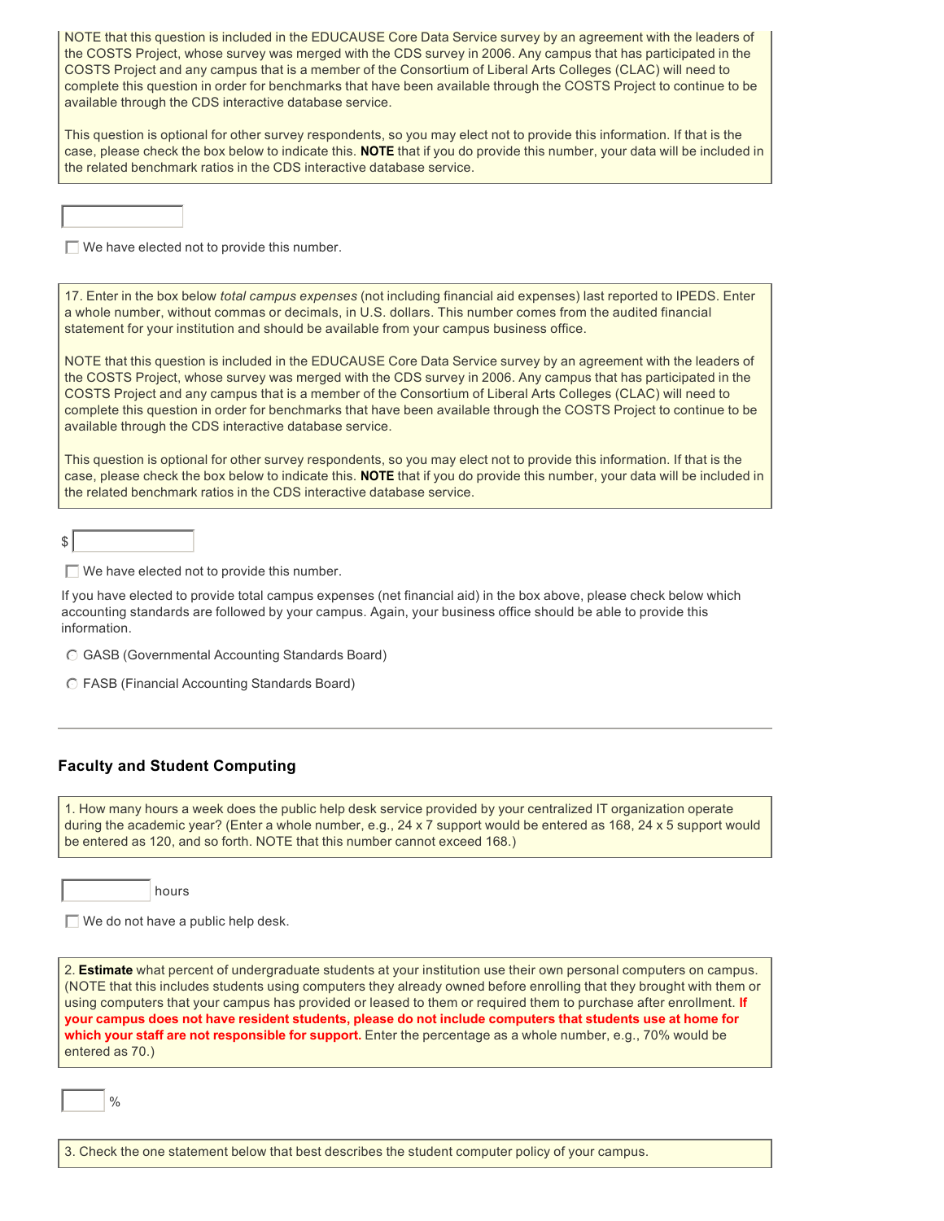NOTE that this question is included in the EDUCAUSE Core Data Service survey by an agreement with the leaders of the COSTS Project, whose survey was merged with the CDS survey in 2006. Any campus that has participated in the COSTS Project and any campus that is a member of the Consortium of Liberal Arts Colleges (CLAC) will need to complete this question in order for benchmarks that have been available through the COSTS Project to continue to be available through the CDS interactive database service.

This question is optional for other survey respondents, so you may elect not to provide this information. If that is the case, please check the box below to indicate this. **NOTE** that if you do provide this number, your data will be included in the related benchmark ratios in the CDS interactive database service.

[ ]

☐ We have elected not to provide this number.

17. Enter in the box below *total campus expenses* (not including financial aid expenses) last reported to IPEDS. Enter a whole number, without commas or decimals, in U.S. dollars. This number comes from the audited financial statement for your institution and should be available from your campus business office.

NOTE that this question is included in the EDUCAUSE Core Data Service survey by an agreement with the leaders of the COSTS Project, whose survey was merged with the CDS survey in 2006. Any campus that has participated in the COSTS Project and any campus that is a member of the Consortium of Liberal Arts Colleges (CLAC) will need to complete this question in order for benchmarks that have been available through the COSTS Project to continue to be available through the CDS interactive database service.

This question is optional for other survey respondents, so you may elect not to provide this information. If that is the case, please check the box below to indicate this. **NOTE** that if you do provide this number, your data will be included in the related benchmark ratios in the CDS interactive database service.

$ [ ]

☐ We have elected not to provide this number.

If you have elected to provide total campus expenses (net financial aid) in the box above, please check below which accounting standards are followed by your campus. Again, your business office should be able to provide this information.

○ GASB (Governmental Accounting Standards Board)

○ FASB (Financial Accounting Standards Board)

---

### Faculty and Student Computing

1. How many hours a week does the public help desk service provided by your centralized IT organization operate during the academic year? (Enter a whole number, e.g., 24 x 7 support would be entered as 168, 24 x 5 support would be entered as 120, and so forth. NOTE that this number cannot exceed 168.)

[ ] hours

☐ We do not have a public help desk.

2. **Estimate** what percent of undergraduate students at your institution use their own personal computers on campus. (NOTE that this includes students using computers they already owned before enrolling that they brought with them or using computers that your campus has provided or leased to them or required them to purchase after enrollment. **If your campus does not have resident students, please do not include computers that students use at home for which your staff are not responsible for support.** Enter the percentage as a whole number, e.g., 70% would be entered as 70.)

[ ] %

3. Check the one statement below that best describes the student computer policy of your campus.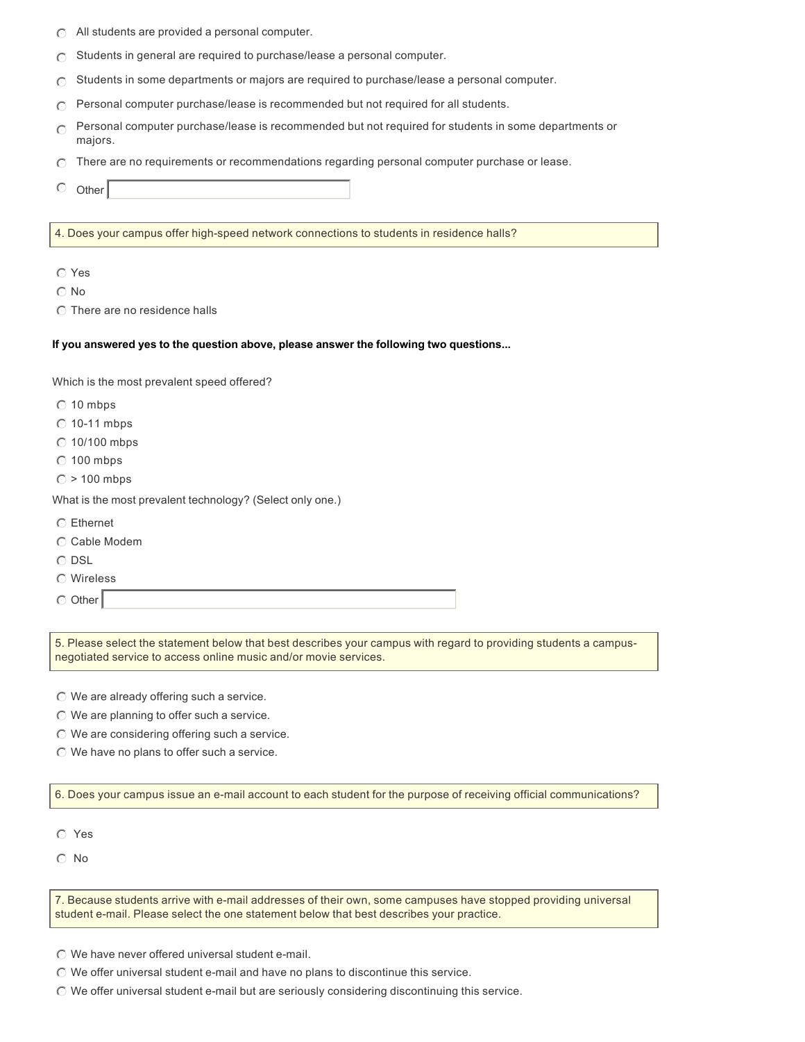- All students are provided a personal computer.
- Students in general are required to purchase/lease a personal computer.
- Students in some departments or majors are required to purchase/lease a personal computer.
- Personal computer purchase/lease is recommended but not required for all students.
- Personal computer purchase/lease is recommended but not required for students in some departments or majors.
- There are no requirements or recommendations regarding personal computer purchase or lease.
- Other \_\_\_\_\_\_\_\_\_\_

4. Does your campus offer high-speed network connections to students in residence halls?

- Yes
- No
- There are no residence halls

**If you answered yes to the question above, please answer the following two questions...**

Which is the most prevalent speed offered?

- 10 mbps
- 10-11 mbps
- 10/100 mbps
- 100 mbps
- > 100 mbps

What is the most prevalent technology? (Select only one.)

- Ethernet
- Cable Modem
- DSL
- Wireless
- Other \_\_\_\_\_\_\_\_\_\_

5. Please select the statement below that best describes your campus with regard to providing students a campus-negotiated service to access online music and/or movie services.

- We are already offering such a service.
- We are planning to offer such a service.
- We are considering offering such a service.
- We have no plans to offer such a service.

6. Does your campus issue an e-mail account to each student for the purpose of receiving official communications?

- Yes
- No

7. Because students arrive with e-mail addresses of their own, some campuses have stopped providing universal student e-mail. Please select the one statement below that best describes your practice.

- We have never offered universal student e-mail.
- We offer universal student e-mail and have no plans to discontinue this service.
- We offer universal student e-mail but are seriously considering discontinuing this service.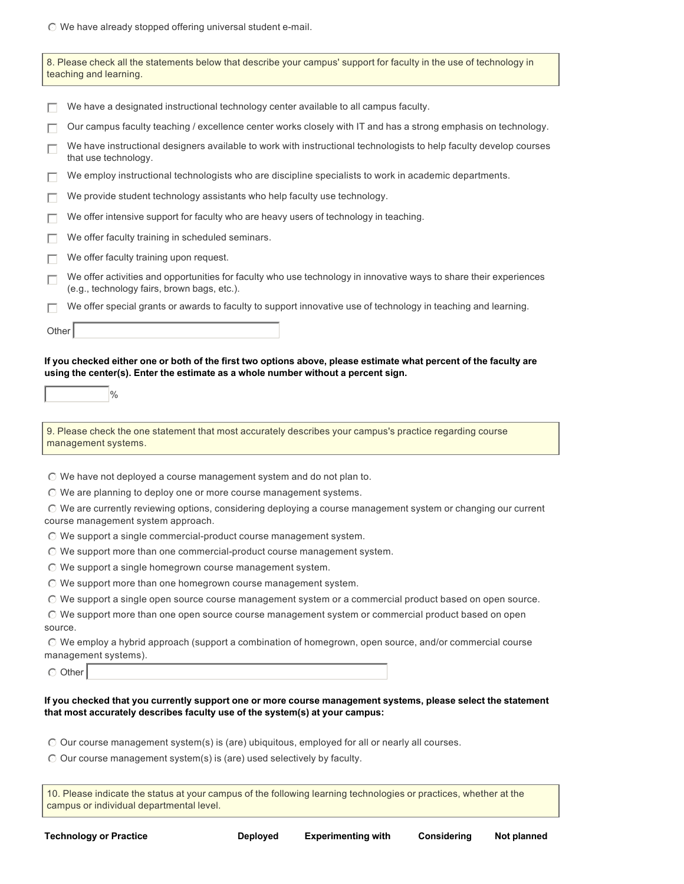- ○ We have already stopped offering universal student e-mail.

8. Please check all the statements below that describe your campus' support for faculty in the use of technology in teaching and learning.

- ☐ We have a designated instructional technology center available to all campus faculty.
- ☐ Our campus faculty teaching / excellence center works closely with IT and has a strong emphasis on technology.
- ☐ We have instructional designers available to work with instructional technologists to help faculty develop courses that use technology.
- ☐ We employ instructional technologists who are discipline specialists to work in academic departments.
- ☐ We provide student technology assistants who help faculty use technology.
- ☐ We offer intensive support for faculty who are heavy users of technology in teaching.
- ☐ We offer faculty training in scheduled seminars.
- ☐ We offer faculty training upon request.
- ☐ We offer activities and opportunities for faculty who use technology in innovative ways to share their experiences (e.g., technology fairs, brown bags, etc.).
- ☐ We offer special grants or awards to faculty to support innovative use of technology in teaching and learning.

Other ____________________

**If you checked either one or both of the first two options above, please estimate what percent of the faculty are using the center(s). Enter the estimate as a whole number without a percent sign.**

________ %

9. Please check the one statement that most accurately describes your campus's practice regarding course management systems.

- ○ We have not deployed a course management system and do not plan to.
- ○ We are planning to deploy one or more course management systems.
- ○ We are currently reviewing options, considering deploying a course management system or changing our current course management system approach.
- ○ We support a single commercial-product course management system.
- ○ We support more than one commercial-product course management system.
- ○ We support a single homegrown course management system.
- ○ We support more than one homegrown course management system.
- ○ We support a single open source course management system or a commercial product based on open source.
- ○ We support more than one open source course management system or commercial product based on open source.
- ○ We employ a hybrid approach (support a combination of homegrown, open source, and/or commercial course management systems).
- ○ Other ____________________

**If you checked that you currently support one or more course management systems, please select the statement that most accurately describes faculty use of the system(s) at your campus:**

- ○ Our course management system(s) is (are) ubiquitous, employed for all or nearly all courses.
- ○ Our course management system(s) is (are) used selectively by faculty.

10. Please indicate the status at your campus of the following learning technologies or practices, whether at the campus or individual departmental level.

| Technology or Practice | Deployed | Experimenting with | Considering | Not planned |
|---|---|---|---|---|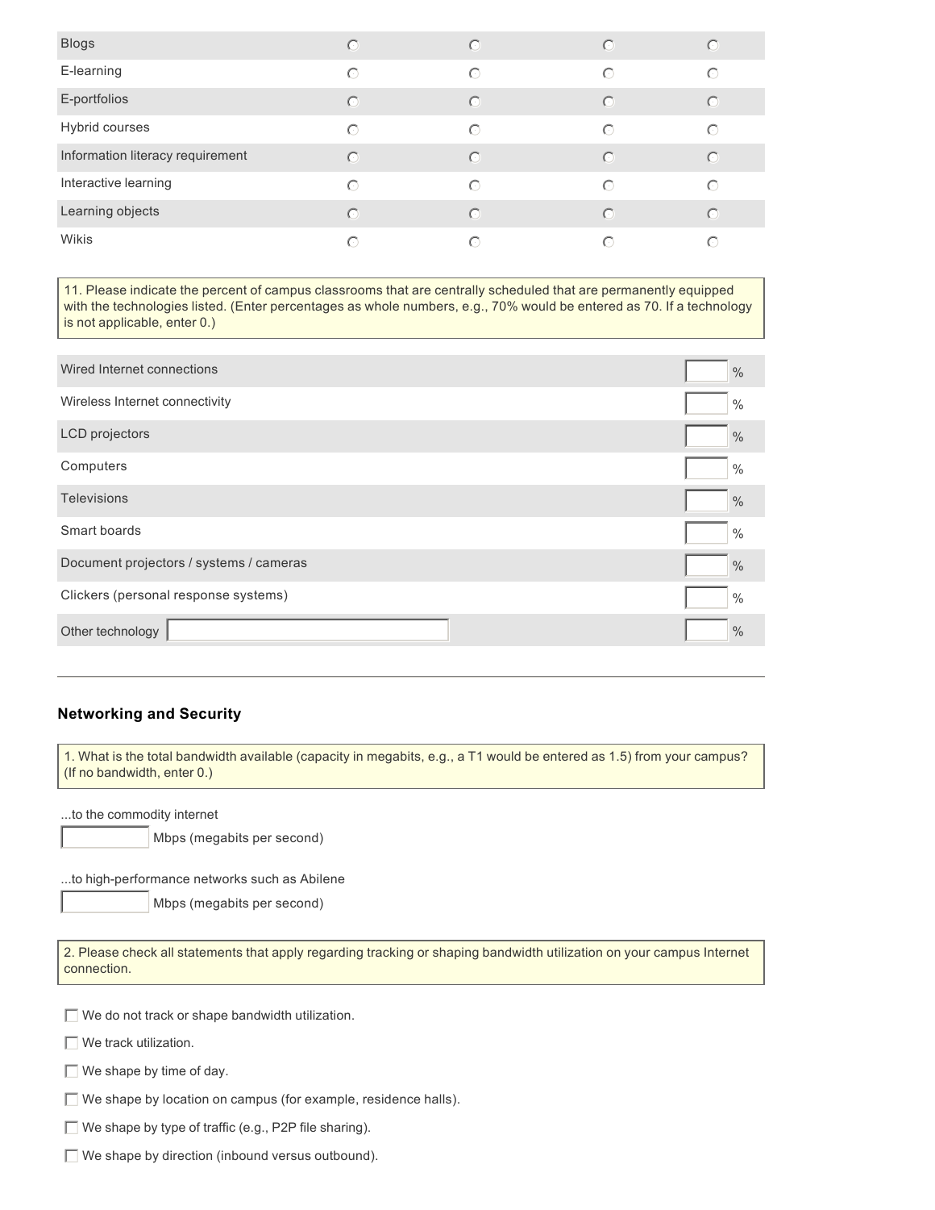| | | | | |
|---|---|---|---|---|
| Blogs | ○ | ○ | ○ | ○ |
| E-learning | ○ | ○ | ○ | ○ |
| E-portfolios | ○ | ○ | ○ | ○ |
| Hybrid courses | ○ | ○ | ○ | ○ |
| Information literacy requirement | ○ | ○ | ○ | ○ |
| Interactive learning | ○ | ○ | ○ | ○ |
| Learning objects | ○ | ○ | ○ | ○ |
| Wikis | ○ | ○ | ○ | ○ |

11. Please indicate the percent of campus classrooms that are centrally scheduled that are permanently equipped with the technologies listed. (Enter percentages as whole numbers, e.g., 70% would be entered as 70. If a technology is not applicable, enter 0.)

| | |
|---|---|
| Wired Internet connections | ____ % |
| Wireless Internet connectivity | ____ % |
| LCD projectors | ____ % |
| Computers | ____ % |
| Televisions | ____ % |
| Smart boards | ____ % |
| Document projectors / systems / cameras | ____ % |
| Clickers (personal response systems) | ____ % |
| Other technology ________ | ____ % |

---

## Networking and Security

1. What is the total bandwidth available (capacity in megabits, e.g., a T1 would be entered as 1.5) from your campus? (If no bandwidth, enter 0.)

...to the commodity internet

____ Mbps (megabits per second)

...to high-performance networks such as Abilene

____ Mbps (megabits per second)

2. Please check all statements that apply regarding tracking or shaping bandwidth utilization on your campus Internet connection.

- ☐ We do not track or shape bandwidth utilization.
- ☐ We track utilization.
- ☐ We shape by time of day.
- ☐ We shape by location on campus (for example, residence halls).
- ☐ We shape by type of traffic (e.g., P2P file sharing).
- ☐ We shape by direction (inbound versus outbound).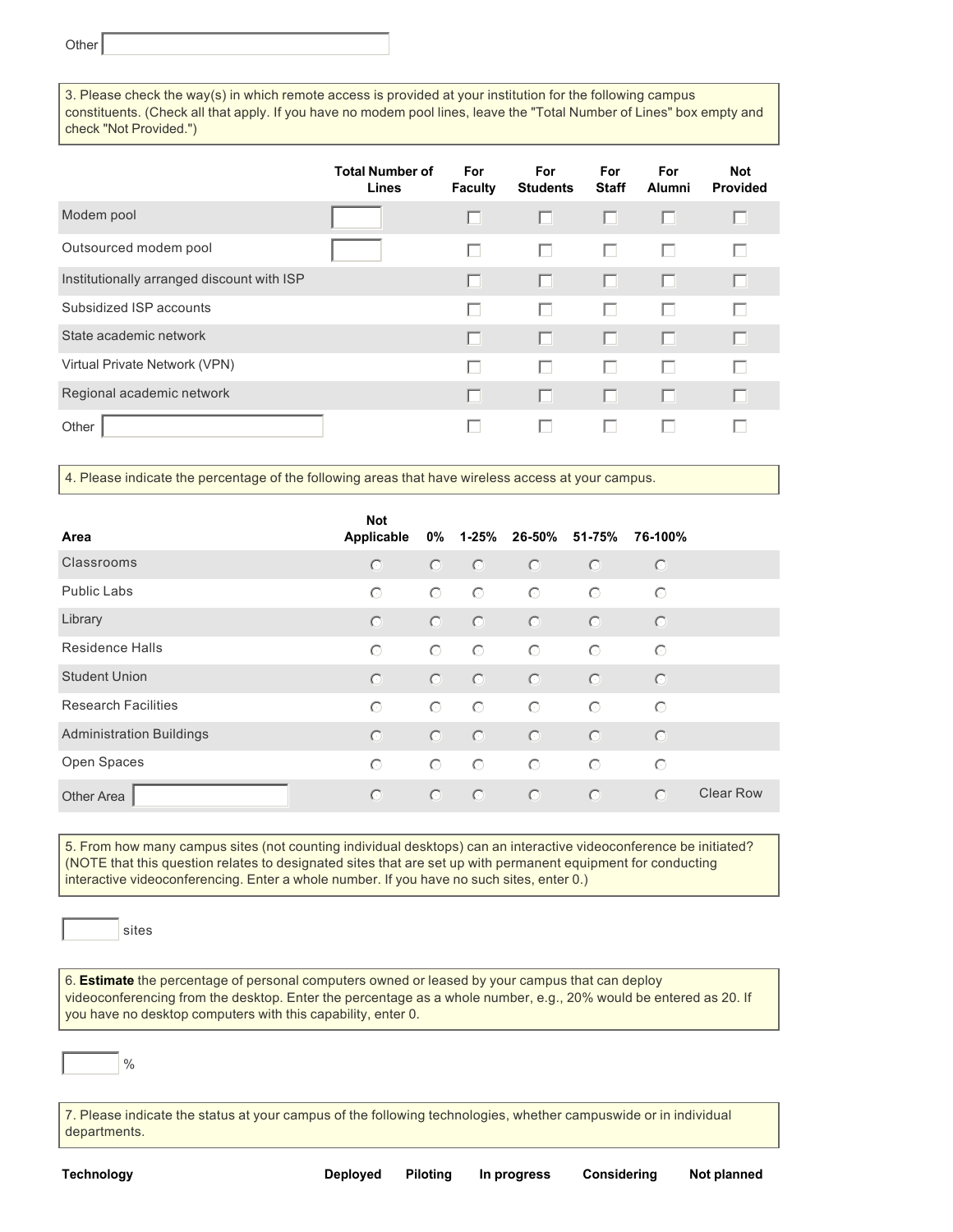Other

3. Please check the way(s) in which remote access is provided at your institution for the following campus constituents. (Check all that apply. If you have no modem pool lines, leave the "Total Number of Lines" box empty and check "Not Provided.")

| | Total Number of Lines | For Faculty | For Students | For Staff | For Alumni | Not Provided |
|---|---|---|---|---|---|---|
| Modem pool | | ☐ | ☐ | ☐ | ☐ | ☐ |
| Outsourced modem pool | | ☐ | ☐ | ☐ | ☐ | ☐ |
| Institutionally arranged discount with ISP | | ☐ | ☐ | ☐ | ☐ | ☐ |
| Subsidized ISP accounts | | ☐ | ☐ | ☐ | ☐ | ☐ |
| State academic network | | ☐ | ☐ | ☐ | ☐ | ☐ |
| Virtual Private Network (VPN) | | ☐ | ☐ | ☐ | ☐ | ☐ |
| Regional academic network | | ☐ | ☐ | ☐ | ☐ | ☐ |
| Other | | ☐ | ☐ | ☐ | ☐ | ☐ |

4. Please indicate the percentage of the following areas that have wireless access at your campus.

| Area | Not Applicable | 0% | 1-25% | 26-50% | 51-75% | 76-100% | |
|---|---|---|---|---|---|---|---|
| Classrooms | ○ | ○ | ○ | ○ | ○ | ○ | |
| Public Labs | ○ | ○ | ○ | ○ | ○ | ○ | |
| Library | ○ | ○ | ○ | ○ | ○ | ○ | |
| Residence Halls | ○ | ○ | ○ | ○ | ○ | ○ | |
| Student Union | ○ | ○ | ○ | ○ | ○ | ○ | |
| Research Facilities | ○ | ○ | ○ | ○ | ○ | ○ | |
| Administration Buildings | ○ | ○ | ○ | ○ | ○ | ○ | |
| Open Spaces | ○ | ○ | ○ | ○ | ○ | ○ | |
| Other Area | ○ | ○ | ○ | ○ | ○ | ○ | Clear Row |

5. From how many campus sites (not counting individual desktops) can an interactive videoconference be initiated? (NOTE that this question relates to designated sites that are set up with permanent equipment for conducting interactive videoconferencing. Enter a whole number. If you have no such sites, enter 0.)

sites

6. **Estimate** the percentage of personal computers owned or leased by your campus that can deploy videoconferencing from the desktop. Enter the percentage as a whole number, e.g., 20% would be entered as 20. If you have no desktop computers with this capability, enter 0.

%

7. Please indicate the status at your campus of the following technologies, whether campuswide or in individual departments.

| Technology | Deployed | Piloting | In progress | Considering | Not planned |
|---|---|---|---|---|---|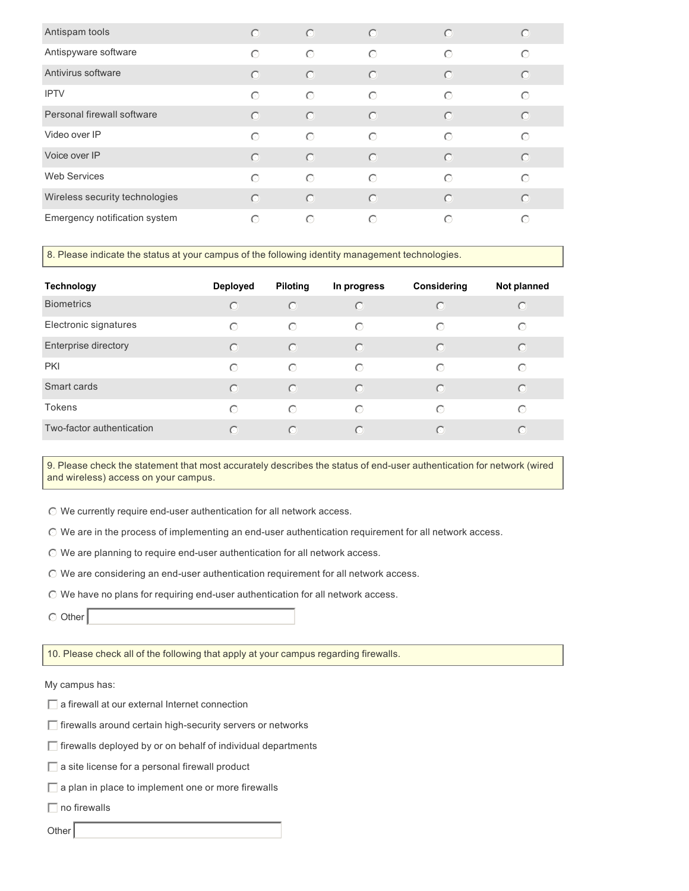| | | | | | |
|---|---|---|---|---|---|
| Antispam tools | ○ | ○ | ○ | ○ | ○ |
| Antispyware software | ○ | ○ | ○ | ○ | ○ |
| Antivirus software | ○ | ○ | ○ | ○ | ○ |
| IPTV | ○ | ○ | ○ | ○ | ○ |
| Personal firewall software | ○ | ○ | ○ | ○ | ○ |
| Video over IP | ○ | ○ | ○ | ○ | ○ |
| Voice over IP | ○ | ○ | ○ | ○ | ○ |
| Web Services | ○ | ○ | ○ | ○ | ○ |
| Wireless security technologies | ○ | ○ | ○ | ○ | ○ |
| Emergency notification system | ○ | ○ | ○ | ○ | ○ |

8. Please indicate the status at your campus of the following identity management technologies.

| Technology | Deployed | Piloting | In progress | Considering | Not planned |
|---|---|---|---|---|---|
| Biometrics | ○ | ○ | ○ | ○ | ○ |
| Electronic signatures | ○ | ○ | ○ | ○ | ○ |
| Enterprise directory | ○ | ○ | ○ | ○ | ○ |
| PKI | ○ | ○ | ○ | ○ | ○ |
| Smart cards | ○ | ○ | ○ | ○ | ○ |
| Tokens | ○ | ○ | ○ | ○ | ○ |
| Two-factor authentication | ○ | ○ | ○ | ○ | ○ |

9. Please check the statement that most accurately describes the status of end-user authentication for network (wired and wireless) access on your campus.

○ We currently require end-user authentication for all network access.

○ We are in the process of implementing an end-user authentication requirement for all network access.

○ We are planning to require end-user authentication for all network access.

○ We are considering an end-user authentication requirement for all network access.

○ We have no plans for requiring end-user authentication for all network access.

○ Other ______

10. Please check all of the following that apply at your campus regarding firewalls.

My campus has:

☐ a firewall at our external Internet connection

☐ firewalls around certain high-security servers or networks

☐ firewalls deployed by or on behalf of individual departments

☐ a site license for a personal firewall product

☐ a plan in place to implement one or more firewalls

☐ no firewalls

Other ______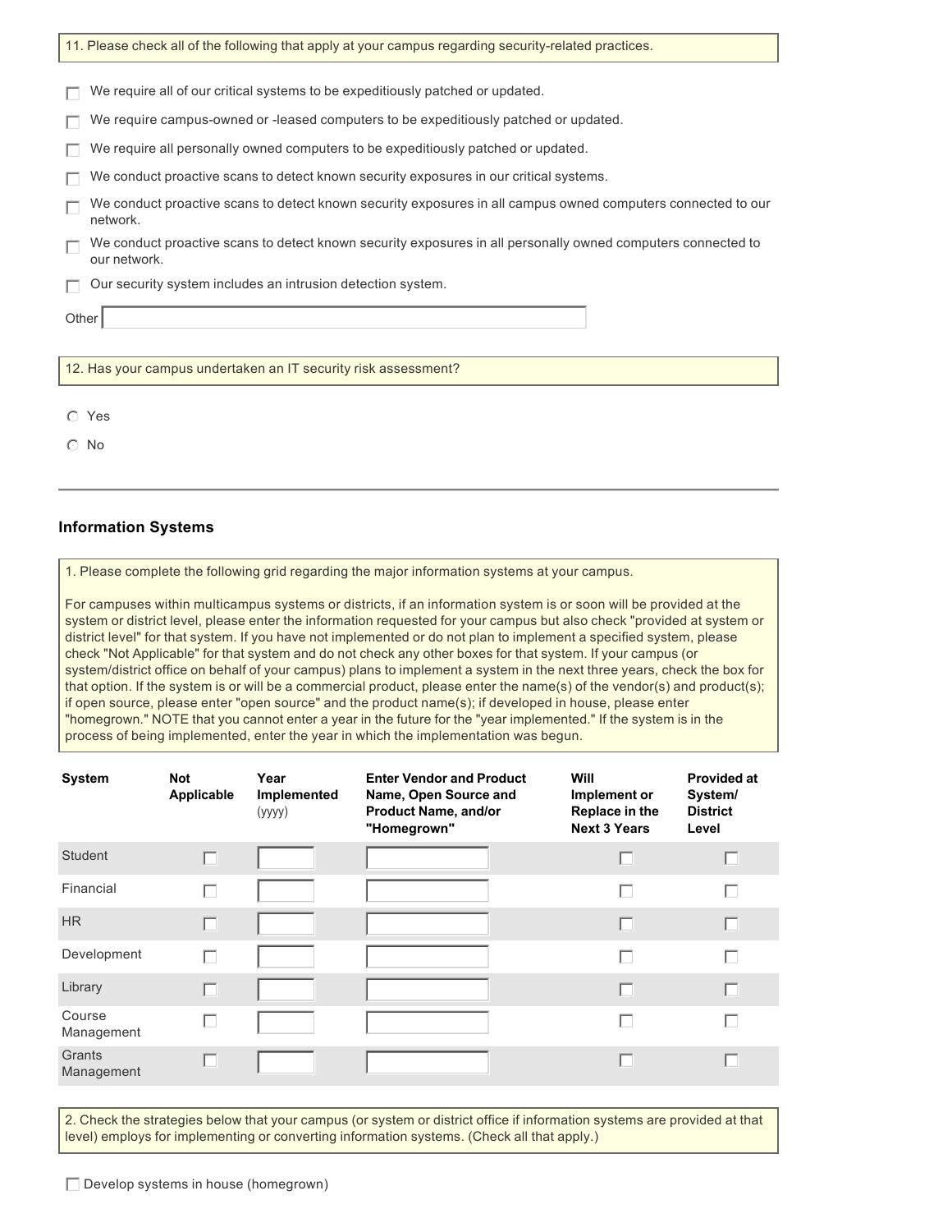11. Please check all of the following that apply at your campus regarding security-related practices.

- ☐ We require all of our critical systems to be expeditiously patched or updated.
- ☐ We require campus-owned or -leased computers to be expeditiously patched or updated.
- ☐ We require all personally owned computers to be expeditiously patched or updated.
- ☐ We conduct proactive scans to detect known security exposures in our critical systems.
- ☐ We conduct proactive scans to detect known security exposures in all campus owned computers connected to our network.
- ☐ We conduct proactive scans to detect known security exposures in all personally owned computers connected to our network.
- ☐ Our security system includes an intrusion detection system.

Other \_\_\_\_\_\_\_\_\_\_\_\_\_\_\_\_

12. Has your campus undertaken an IT security risk assessment?

- ○ Yes
- ○ No

## Information Systems

1. Please complete the following grid regarding the major information systems at your campus.

For campuses within multicampus systems or districts, if an information system is or soon will be provided at the system or district level, please enter the information requested for your campus but also check "provided at system or district level" for that system. If you have not implemented or do not plan to implement a specified system, please check "Not Applicable" for that system and do not check any other boxes for that system. If your campus (or system/district office on behalf of your campus) plans to implement a system in the next three years, check the box for that option. If the system is or will be a commercial product, please enter the name(s) of the vendor(s) and product(s); if open source, please enter "open source" and the product name(s); if developed in house, please enter "homegrown." NOTE that you cannot enter a year in the future for the "year implemented." If the system is in the process of being implemented, enter the year in which the implementation was begun.

| System | Not Applicable | Year Implemented (yyyy) | Enter Vendor and Product Name, Open Source and Product Name, and/or "Homegrown" | Will Implement or Replace in the Next 3 Years | Provided at System/ District Level |
|---|---|---|---|---|---|
| Student | ☐ | | | ☐ | ☐ |
| Financial | ☐ | | | ☐ | ☐ |
| HR | ☐ | | | ☐ | ☐ |
| Development | ☐ | | | ☐ | ☐ |
| Library | ☐ | | | ☐ | ☐ |
| Course Management | ☐ | | | ☐ | ☐ |
| Grants Management | ☐ | | | ☐ | ☐ |

2. Check the strategies below that your campus (or system or district office if information systems are provided at that level) employs for implementing or converting information systems. (Check all that apply.)

- ☐ Develop systems in house (homegrown)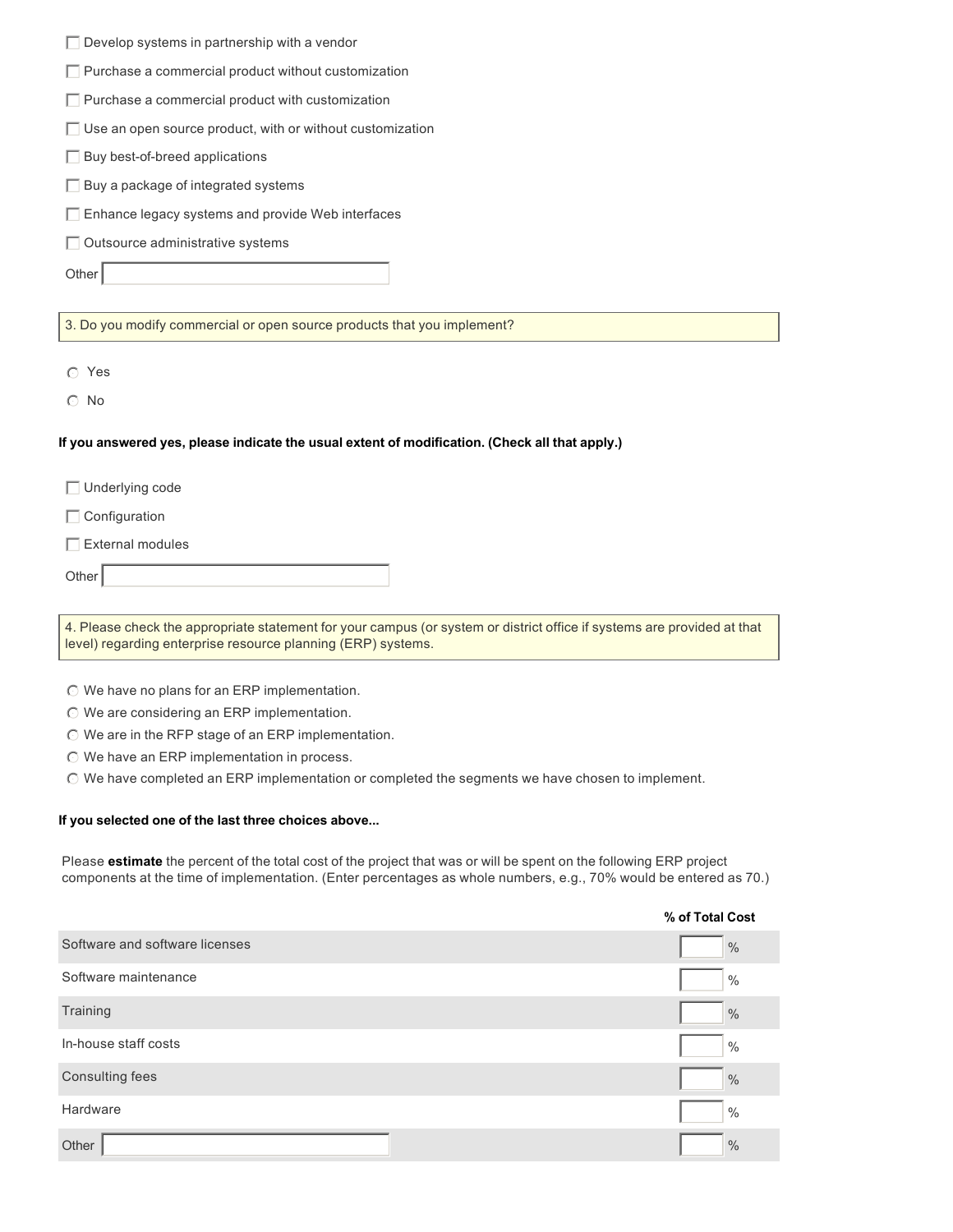- [ ] Develop systems in partnership with a vendor
- [ ] Purchase a commercial product without customization
- [ ] Purchase a commercial product with customization
- [ ] Use an open source product, with or without customization
- [ ] Buy best-of-breed applications
- [ ] Buy a package of integrated systems
- [ ] Enhance legacy systems and provide Web interfaces
- [ ] Outsource administrative systems

Other ____________________

3. Do you modify commercial or open source products that you implement?

- ○ Yes
- ○ No

**If you answered yes, please indicate the usual extent of modification. (Check all that apply.)**

- [ ] Underlying code
- [ ] Configuration
- [ ] External modules

Other ____________________

4. Please check the appropriate statement for your campus (or system or district office if systems are provided at that level) regarding enterprise resource planning (ERP) systems.

- ○ We have no plans for an ERP implementation.
- ○ We are considering an ERP implementation.
- ○ We are in the RFP stage of an ERP implementation.
- ○ We have an ERP implementation in process.
- ○ We have completed an ERP implementation or completed the segments we have chosen to implement.

**If you selected one of the last three choices above...**

Please **estimate** the percent of the total cost of the project that was or will be spent on the following ERP project components at the time of implementation. (Enter percentages as whole numbers, e.g., 70% would be entered as 70.)

| | % of Total Cost |
|---|---|
| Software and software licenses | ____ % |
| Software maintenance | ____ % |
| Training | ____ % |
| In-house staff costs | ____ % |
| Consulting fees | ____ % |
| Hardware | ____ % |
| Other ____________________ | ____ % |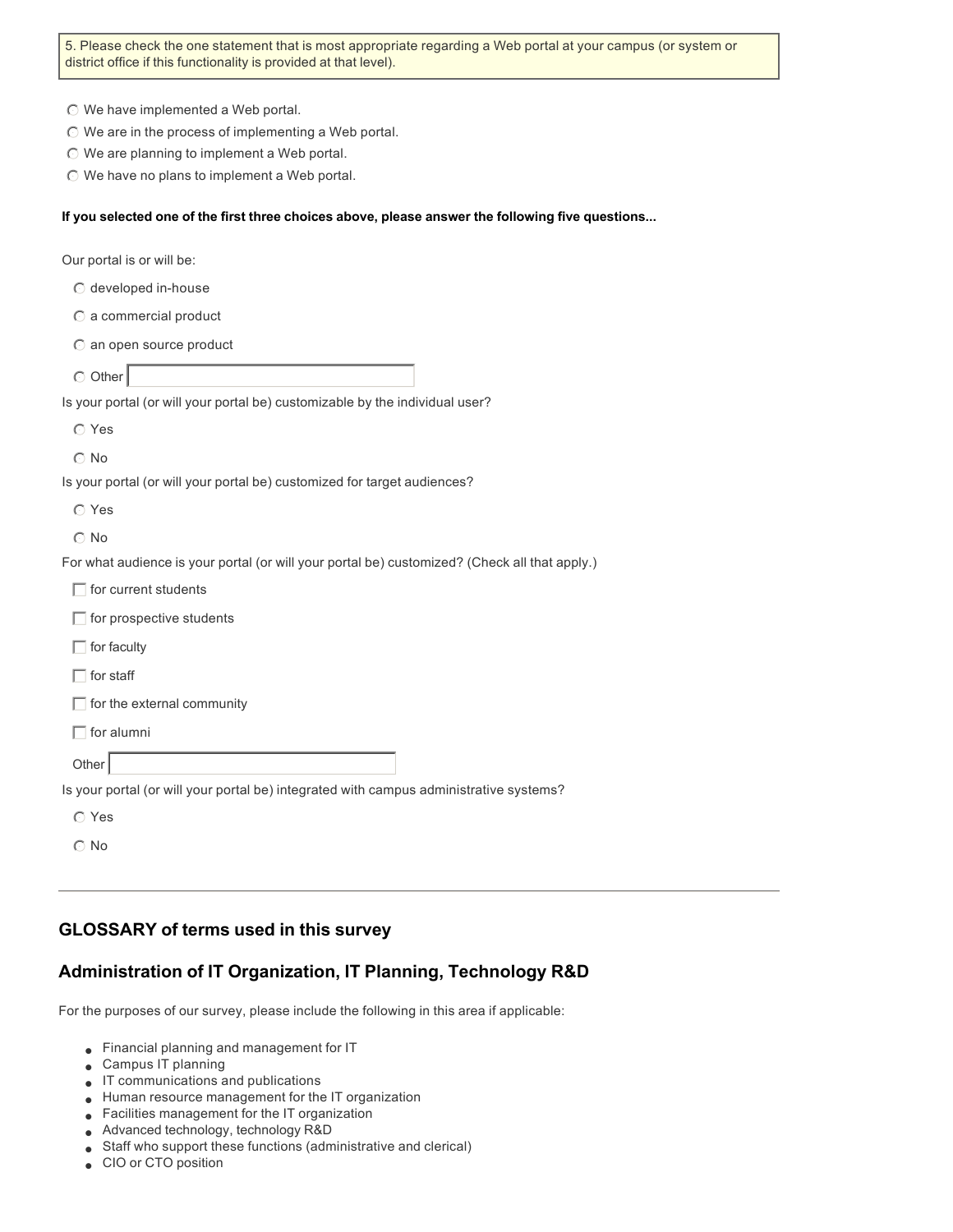5. Please check the one statement that is most appropriate regarding a Web portal at your campus (or system or district office if this functionality is provided at that level).

- ○ We have implemented a Web portal.
- ○ We are in the process of implementing a Web portal.
- ○ We are planning to implement a Web portal.
- ○ We have no plans to implement a Web portal.

**If you selected one of the first three choices above, please answer the following five questions...**

Our portal is or will be:

- ○ developed in-house
- ○ a commercial product
- ○ an open source product
- ○ Other ____________

Is your portal (or will your portal be) customizable by the individual user?

- ○ Yes
- ○ No

Is your portal (or will your portal be) customized for target audiences?

- ○ Yes
- ○ No

For what audience is your portal (or will your portal be) customized? (Check all that apply.)

- ☐ for current students
- ☐ for prospective students
- ☐ for faculty
- ☐ for staff
- ☐ for the external community
- ☐ for alumni

Other ____________

Is your portal (or will your portal be) integrated with campus administrative systems?

- ○ Yes
- ○ No

---

## GLOSSARY of terms used in this survey

## Administration of IT Organization, IT Planning, Technology R&D

For the purposes of our survey, please include the following in this area if applicable:

- Financial planning and management for IT
- Campus IT planning
- IT communications and publications
- Human resource management for the IT organization
- Facilities management for the IT organization
- Advanced technology, technology R&D
- Staff who support these functions (administrative and clerical)
- CIO or CTO position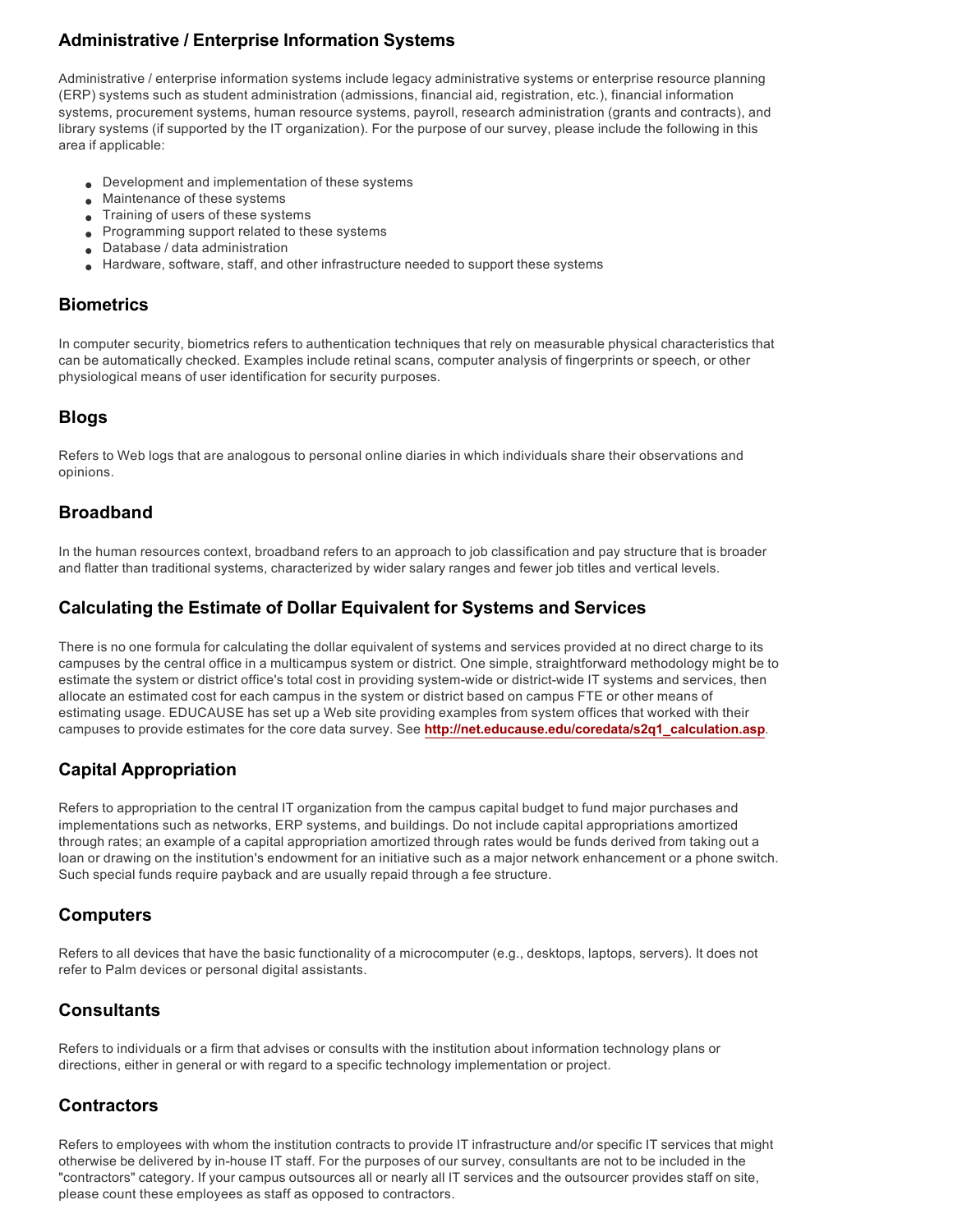## Administrative / Enterprise Information Systems

Administrative / enterprise information systems include legacy administrative systems or enterprise resource planning (ERP) systems such as student administration (admissions, financial aid, registration, etc.), financial information systems, procurement systems, human resource systems, payroll, research administration (grants and contracts), and library systems (if supported by the IT organization). For the purpose of our survey, please include the following in this area if applicable:

- Development and implementation of these systems
- Maintenance of these systems
- Training of users of these systems
- Programming support related to these systems
- Database / data administration
- Hardware, software, staff, and other infrastructure needed to support these systems

## Biometrics

In computer security, biometrics refers to authentication techniques that rely on measurable physical characteristics that can be automatically checked. Examples include retinal scans, computer analysis of fingerprints or speech, or other physiological means of user identification for security purposes.

## Blogs

Refers to Web logs that are analogous to personal online diaries in which individuals share their observations and opinions.

## Broadband

In the human resources context, broadband refers to an approach to job classification and pay structure that is broader and flatter than traditional systems, characterized by wider salary ranges and fewer job titles and vertical levels.

## Calculating the Estimate of Dollar Equivalent for Systems and Services

There is no one formula for calculating the dollar equivalent of systems and services provided at no direct charge to its campuses by the central office in a multicampus system or district. One simple, straightforward methodology might be to estimate the system or district office's total cost in providing system-wide or district-wide IT systems and services, then allocate an estimated cost for each campus in the system or district based on campus FTE or other means of estimating usage. EDUCAUSE has set up a Web site providing examples from system offices that worked with their campuses to provide estimates for the core data survey. See **http://net.educause.edu/coredata/s2q1_calculation.asp**.

## Capital Appropriation

Refers to appropriation to the central IT organization from the campus capital budget to fund major purchases and implementations such as networks, ERP systems, and buildings. Do not include capital appropriations amortized through rates; an example of a capital appropriation amortized through rates would be funds derived from taking out a loan or drawing on the institution's endowment for an initiative such as a major network enhancement or a phone switch. Such special funds require payback and are usually repaid through a fee structure.

## Computers

Refers to all devices that have the basic functionality of a microcomputer (e.g., desktops, laptops, servers). It does not refer to Palm devices or personal digital assistants.

## Consultants

Refers to individuals or a firm that advises or consults with the institution about information technology plans or directions, either in general or with regard to a specific technology implementation or project.

## Contractors

Refers to employees with whom the institution contracts to provide IT infrastructure and/or specific IT services that might otherwise be delivered by in-house IT staff. For the purposes of our survey, consultants are not to be included in the "contractors" category. If your campus outsources all or nearly all IT services and the outsourcer provides staff on site, please count these employees as staff as opposed to contractors.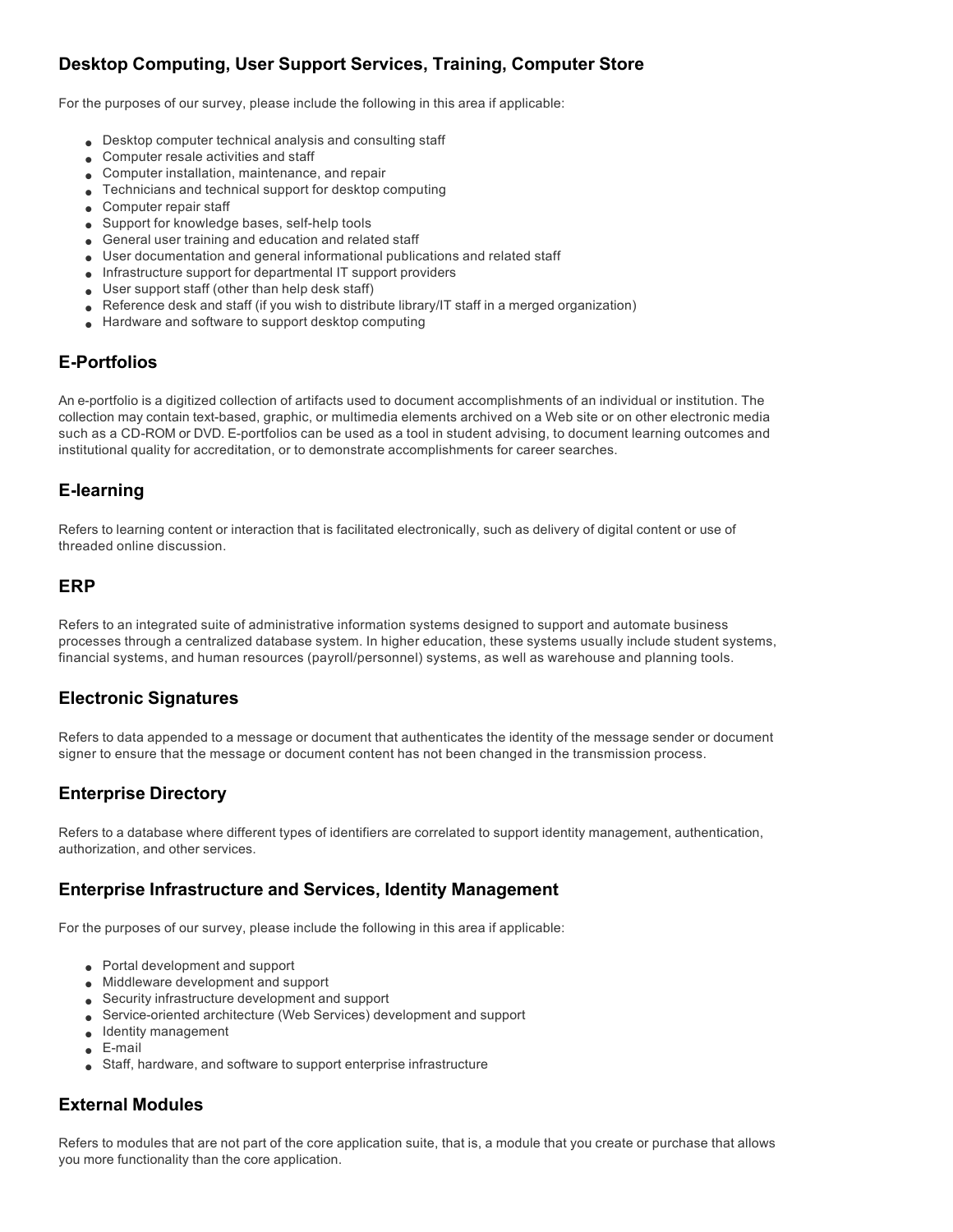## Desktop Computing, User Support Services, Training, Computer Store

For the purposes of our survey, please include the following in this area if applicable:

- Desktop computer technical analysis and consulting staff
- Computer resale activities and staff
- Computer installation, maintenance, and repair
- Technicians and technical support for desktop computing
- Computer repair staff
- Support for knowledge bases, self-help tools
- General user training and education and related staff
- User documentation and general informational publications and related staff
- Infrastructure support for departmental IT support providers
- User support staff (other than help desk staff)
- Reference desk and staff (if you wish to distribute library/IT staff in a merged organization)
- Hardware and software to support desktop computing

## E-Portfolios

An e-portfolio is a digitized collection of artifacts used to document accomplishments of an individual or institution. The collection may contain text-based, graphic, or multimedia elements archived on a Web site or on other electronic media such as a CD-ROM or DVD. E-portfolios can be used as a tool in student advising, to document learning outcomes and institutional quality for accreditation, or to demonstrate accomplishments for career searches.

## E-learning

Refers to learning content or interaction that is facilitated electronically, such as delivery of digital content or use of threaded online discussion.

## ERP

Refers to an integrated suite of administrative information systems designed to support and automate business processes through a centralized database system. In higher education, these systems usually include student systems, financial systems, and human resources (payroll/personnel) systems, as well as warehouse and planning tools.

## Electronic Signatures

Refers to data appended to a message or document that authenticates the identity of the message sender or document signer to ensure that the message or document content has not been changed in the transmission process.

## Enterprise Directory

Refers to a database where different types of identifiers are correlated to support identity management, authentication, authorization, and other services.

## Enterprise Infrastructure and Services, Identity Management

For the purposes of our survey, please include the following in this area if applicable:

- Portal development and support
- Middleware development and support
- Security infrastructure development and support
- Service-oriented architecture (Web Services) development and support
- Identity management
- E-mail
- Staff, hardware, and software to support enterprise infrastructure

## External Modules

Refers to modules that are not part of the core application suite, that is, a module that you create or purchase that allows you more functionality than the core application.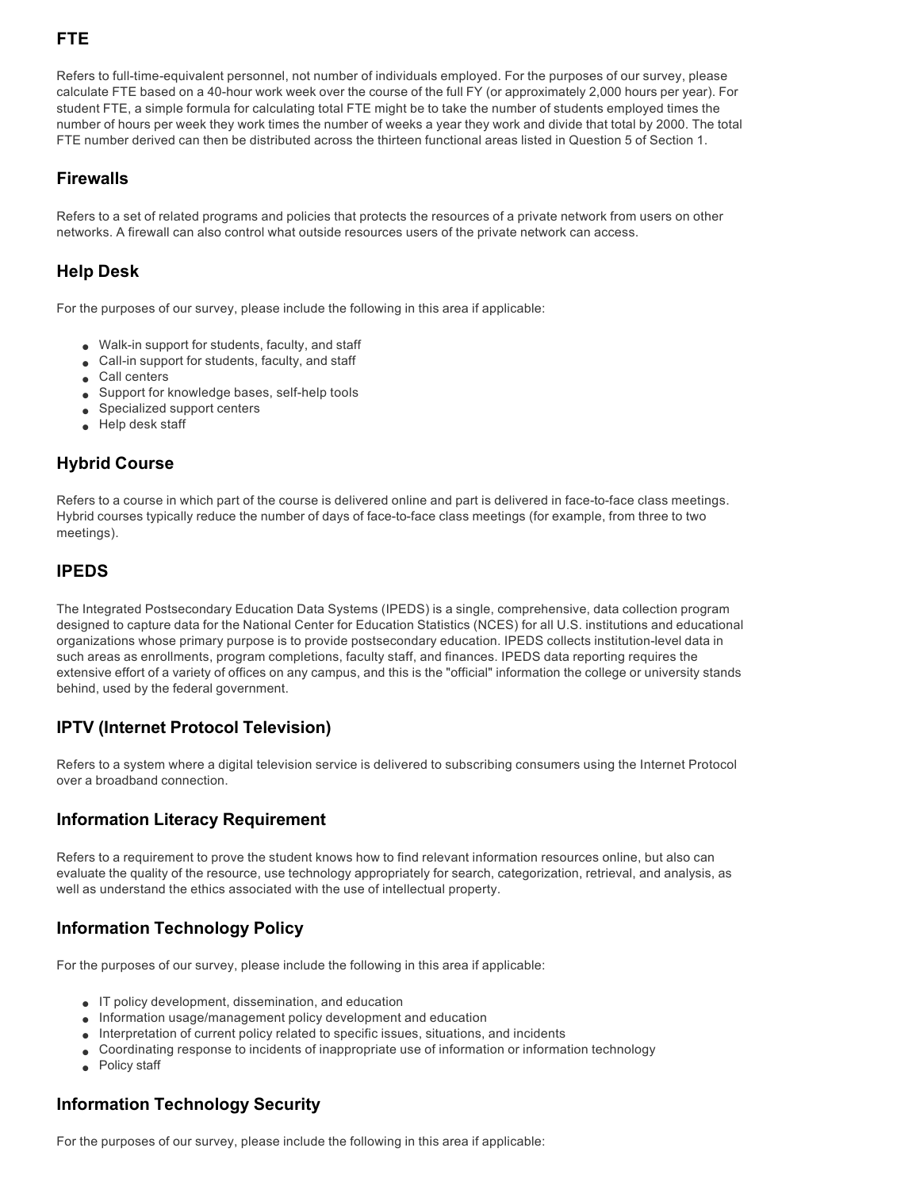## FTE

Refers to full-time-equivalent personnel, not number of individuals employed. For the purposes of our survey, please calculate FTE based on a 40-hour work week over the course of the full FY (or approximately 2,000 hours per year). For student FTE, a simple formula for calculating total FTE might be to take the number of students employed times the number of hours per week they work times the number of weeks a year they work and divide that total by 2000. The total FTE number derived can then be distributed across the thirteen functional areas listed in Question 5 of Section 1.

## Firewalls

Refers to a set of related programs and policies that protects the resources of a private network from users on other networks. A firewall can also control what outside resources users of the private network can access.

## Help Desk

For the purposes of our survey, please include the following in this area if applicable:

- Walk-in support for students, faculty, and staff
- Call-in support for students, faculty, and staff
- Call centers
- Support for knowledge bases, self-help tools
- Specialized support centers
- Help desk staff

## Hybrid Course

Refers to a course in which part of the course is delivered online and part is delivered in face-to-face class meetings. Hybrid courses typically reduce the number of days of face-to-face class meetings (for example, from three to two meetings).

## IPEDS

The Integrated Postsecondary Education Data Systems (IPEDS) is a single, comprehensive, data collection program designed to capture data for the National Center for Education Statistics (NCES) for all U.S. institutions and educational organizations whose primary purpose is to provide postsecondary education. IPEDS collects institution-level data in such areas as enrollments, program completions, faculty staff, and finances. IPEDS data reporting requires the extensive effort of a variety of offices on any campus, and this is the "official" information the college or university stands behind, used by the federal government.

## IPTV (Internet Protocol Television)

Refers to a system where a digital television service is delivered to subscribing consumers using the Internet Protocol over a broadband connection.

## Information Literacy Requirement

Refers to a requirement to prove the student knows how to find relevant information resources online, but also can evaluate the quality of the resource, use technology appropriately for search, categorization, retrieval, and analysis, as well as understand the ethics associated with the use of intellectual property.

## Information Technology Policy

For the purposes of our survey, please include the following in this area if applicable:

- IT policy development, dissemination, and education
- Information usage/management policy development and education
- Interpretation of current policy related to specific issues, situations, and incidents
- Coordinating response to incidents of inappropriate use of information or information technology
- Policy staff

## Information Technology Security

For the purposes of our survey, please include the following in this area if applicable: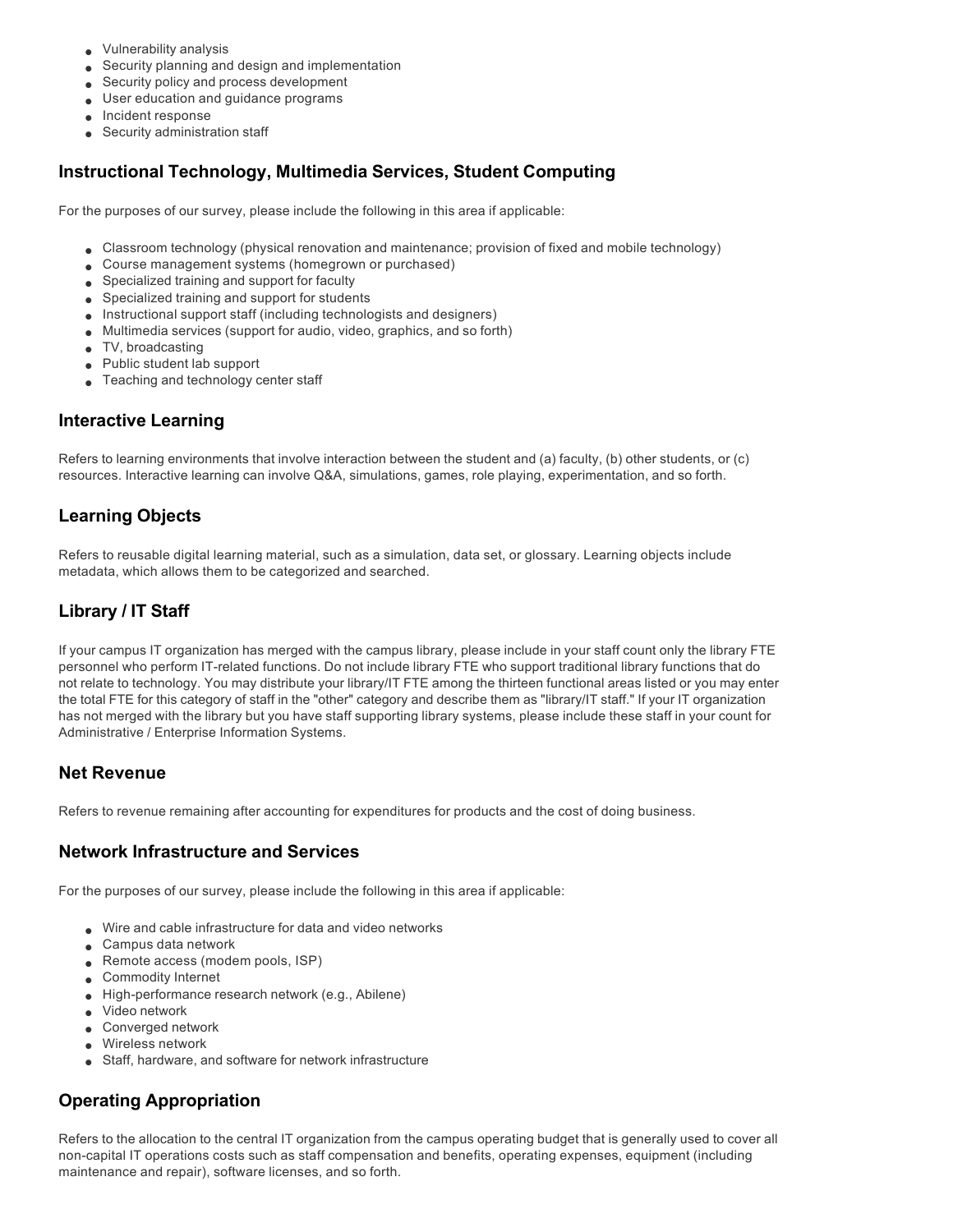- Vulnerability analysis
- Security planning and design and implementation
- Security policy and process development
- User education and guidance programs
- Incident response
- Security administration staff

### Instructional Technology, Multimedia Services, Student Computing

For the purposes of our survey, please include the following in this area if applicable:

- Classroom technology (physical renovation and maintenance; provision of fixed and mobile technology)
- Course management systems (homegrown or purchased)
- Specialized training and support for faculty
- Specialized training and support for students
- Instructional support staff (including technologists and designers)
- Multimedia services (support for audio, video, graphics, and so forth)
- TV, broadcasting
- Public student lab support
- Teaching and technology center staff

### Interactive Learning

Refers to learning environments that involve interaction between the student and (a) faculty, (b) other students, or (c) resources. Interactive learning can involve Q&A, simulations, games, role playing, experimentation, and so forth.

### Learning Objects

Refers to reusable digital learning material, such as a simulation, data set, or glossary. Learning objects include metadata, which allows them to be categorized and searched.

### Library / IT Staff

If your campus IT organization has merged with the campus library, please include in your staff count only the library FTE personnel who perform IT-related functions. Do not include library FTE who support traditional library functions that do not relate to technology. You may distribute your library/IT FTE among the thirteen functional areas listed or you may enter the total FTE for this category of staff in the "other" category and describe them as "library/IT staff." If your IT organization has not merged with the library but you have staff supporting library systems, please include these staff in your count for Administrative / Enterprise Information Systems.

### Net Revenue

Refers to revenue remaining after accounting for expenditures for products and the cost of doing business.

### Network Infrastructure and Services

For the purposes of our survey, please include the following in this area if applicable:

- Wire and cable infrastructure for data and video networks
- Campus data network
- Remote access (modem pools, ISP)
- Commodity Internet
- High-performance research network (e.g., Abilene)
- Video network
- Converged network
- Wireless network
- Staff, hardware, and software for network infrastructure

### Operating Appropriation

Refers to the allocation to the central IT organization from the campus operating budget that is generally used to cover all non-capital IT operations costs such as staff compensation and benefits, operating expenses, equipment (including maintenance and repair), software licenses, and so forth.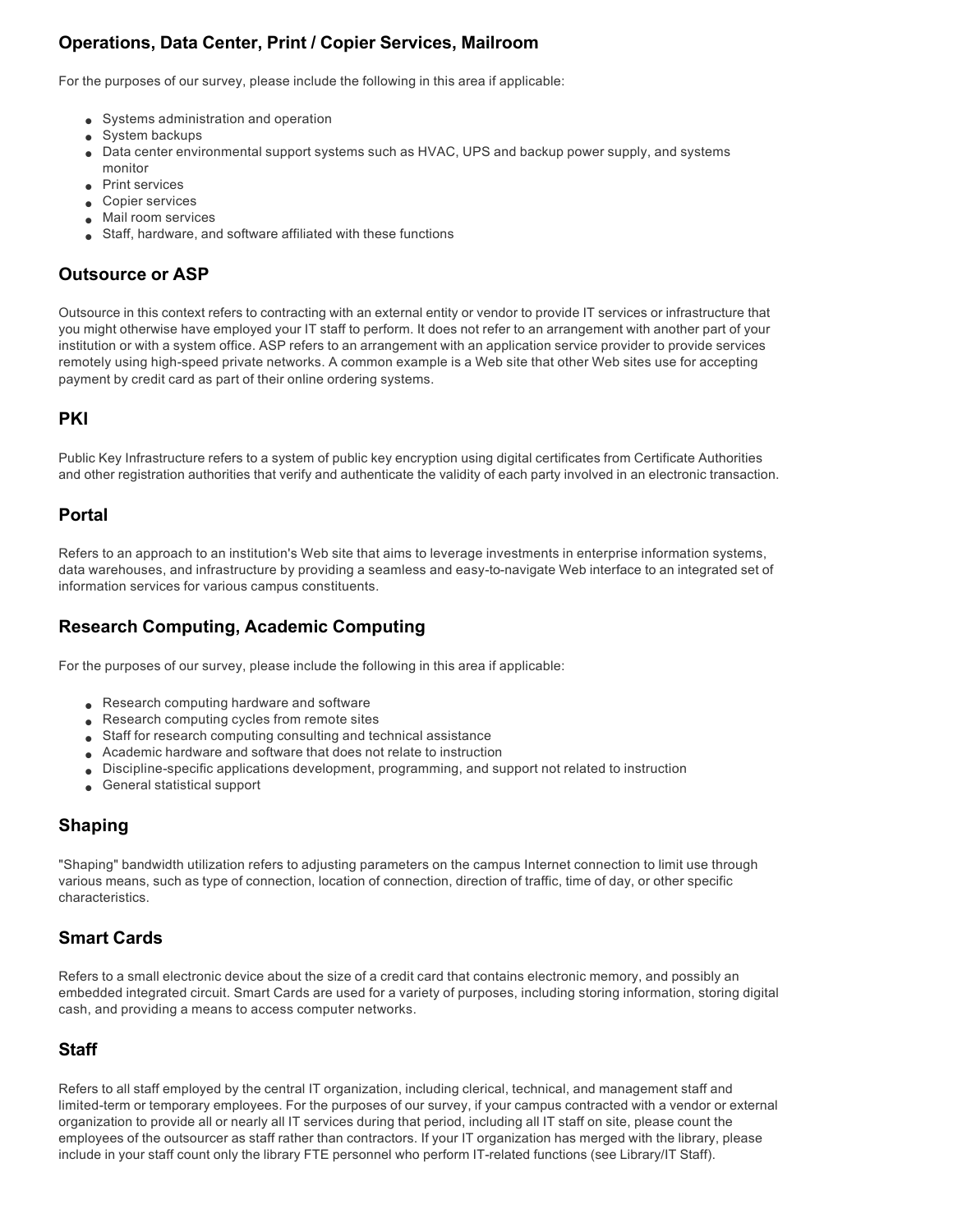## Operations, Data Center, Print / Copier Services, Mailroom

For the purposes of our survey, please include the following in this area if applicable:

- Systems administration and operation
- System backups
- Data center environmental support systems such as HVAC, UPS and backup power supply, and systems monitor
- Print services
- Copier services
- Mail room services
- Staff, hardware, and software affiliated with these functions

## Outsource or ASP

Outsource in this context refers to contracting with an external entity or vendor to provide IT services or infrastructure that you might otherwise have employed your IT staff to perform. It does not refer to an arrangement with another part of your institution or with a system office. ASP refers to an arrangement with an application service provider to provide services remotely using high-speed private networks. A common example is a Web site that other Web sites use for accepting payment by credit card as part of their online ordering systems.

## PKI

Public Key Infrastructure refers to a system of public key encryption using digital certificates from Certificate Authorities and other registration authorities that verify and authenticate the validity of each party involved in an electronic transaction.

## Portal

Refers to an approach to an institution's Web site that aims to leverage investments in enterprise information systems, data warehouses, and infrastructure by providing a seamless and easy-to-navigate Web interface to an integrated set of information services for various campus constituents.

## Research Computing, Academic Computing

For the purposes of our survey, please include the following in this area if applicable:

- Research computing hardware and software
- Research computing cycles from remote sites
- Staff for research computing consulting and technical assistance
- Academic hardware and software that does not relate to instruction
- Discipline-specific applications development, programming, and support not related to instruction
- General statistical support

## Shaping

"Shaping" bandwidth utilization refers to adjusting parameters on the campus Internet connection to limit use through various means, such as type of connection, location of connection, direction of traffic, time of day, or other specific characteristics.

## Smart Cards

Refers to a small electronic device about the size of a credit card that contains electronic memory, and possibly an embedded integrated circuit. Smart Cards are used for a variety of purposes, including storing information, storing digital cash, and providing a means to access computer networks.

## Staff

Refers to all staff employed by the central IT organization, including clerical, technical, and management staff and limited-term or temporary employees. For the purposes of our survey, if your campus contracted with a vendor or external organization to provide all or nearly all IT services during that period, including all IT staff on site, please count the employees of the outsourcer as staff rather than contractors. If your IT organization has merged with the library, please include in your staff count only the library FTE personnel who perform IT-related functions (see Library/IT Staff).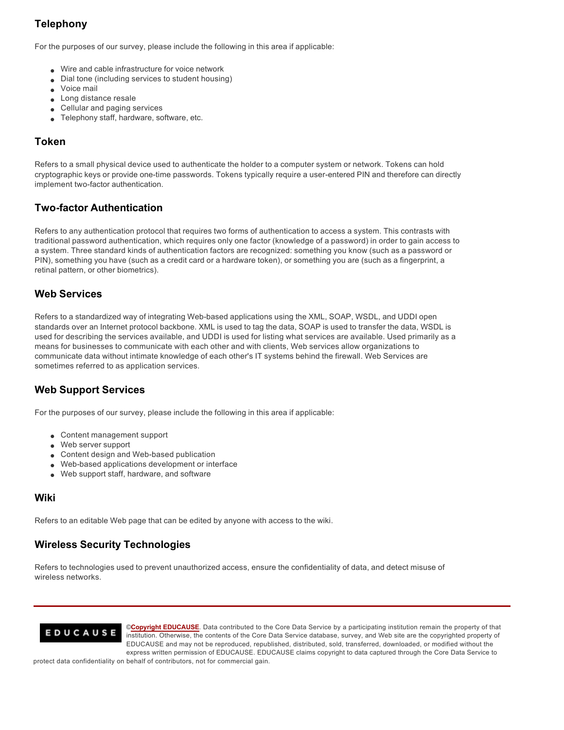## Telephony

For the purposes of our survey, please include the following in this area if applicable:

- Wire and cable infrastructure for voice network
- Dial tone (including services to student housing)
- Voice mail
- Long distance resale
- Cellular and paging services
- Telephony staff, hardware, software, etc.

## Token

Refers to a small physical device used to authenticate the holder to a computer system or network. Tokens can hold cryptographic keys or provide one-time passwords. Tokens typically require a user-entered PIN and therefore can directly implement two-factor authentication.

## Two-factor Authentication

Refers to any authentication protocol that requires two forms of authentication to access a system. This contrasts with traditional password authentication, which requires only one factor (knowledge of a password) in order to gain access to a system. Three standard kinds of authentication factors are recognized: something you know (such as a password or PIN), something you have (such as a credit card or a hardware token), or something you are (such as a fingerprint, a retinal pattern, or other biometrics).

## Web Services

Refers to a standardized way of integrating Web-based applications using the XML, SOAP, WSDL, and UDDI open standards over an Internet protocol backbone. XML is used to tag the data, SOAP is used to transfer the data, WSDL is used for describing the services available, and UDDI is used for listing what services are available. Used primarily as a means for businesses to communicate with each other and with clients, Web services allow organizations to communicate data without intimate knowledge of each other's IT systems behind the firewall. Web Services are sometimes referred to as application services.

## Web Support Services

For the purposes of our survey, please include the following in this area if applicable:

- Content management support
- Web server support
- Content design and Web-based publication
- Web-based applications development or interface
- Web support staff, hardware, and software

## Wiki

Refers to an editable Web page that can be edited by anyone with access to the wiki.

## Wireless Security Technologies

Refers to technologies used to prevent unauthorized access, ensure the confidentiality of data, and detect misuse of wireless networks.

---

EDUCAUSE

©**Copyright EDUCAUSE**. Data contributed to the Core Data Service by a participating institution remain the property of that institution. Otherwise, the contents of the Core Data Service database, survey, and Web site are the copyrighted property of EDUCAUSE and may not be reproduced, republished, distributed, sold, transferred, downloaded, or modified without the express written permission of EDUCAUSE. EDUCAUSE claims copyright to data captured through the Core Data Service to protect data confidentiality on behalf of contributors, not for commercial gain.